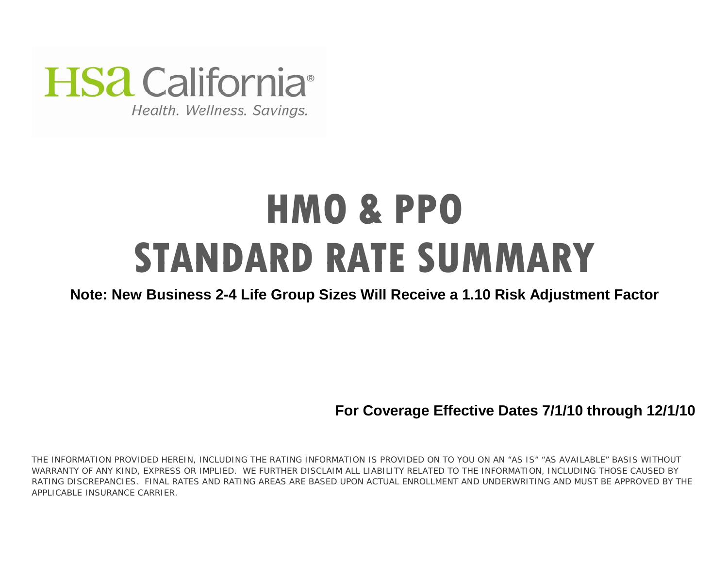HSa California®

*Health. Wellness. Savings.*

# HMO & PPO STANDARD RATE SUMMARY

**Note: New Business 2-4 Life Group Sizes Will Receive a 1.10 Risk Adjustment Factor**

**For Coverage Effective Dates 7/1/10 through 12/1/10**

THE INFORMATION PROVIDED HEREIN, INCLUDING THE RATING INFORMATION IS PROVIDED ON TO YOU ON AN "AS IS" "AS AVAILABLE" BASIS WITHOUT WARRANTY OF ANY KIND, EXPRESS OR IMPLIED. WE FURTHER DISCLAIM ALL LIABILITY RELATED TO THE INFORMATION, INCLUDING THOSE CAUSED BY RATING DISCREPANCIES. FINAL RATES AND RATING AREAS ARE BASED UPON ACTUAL ENROLLMENT AND UNDERWRITING AND MUST BE APPROVED BY THE APPLICABLE INSURANCE CARRIER.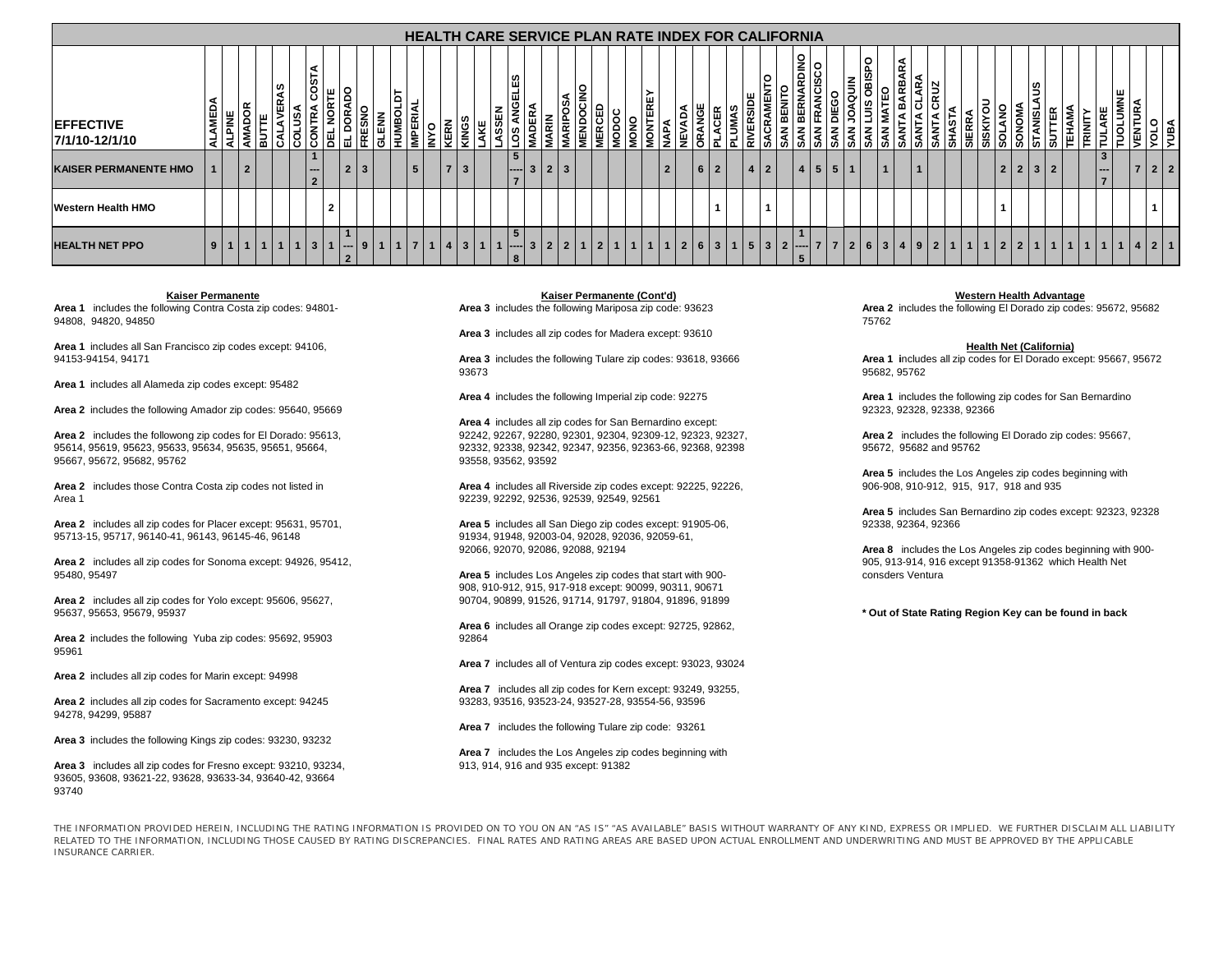# HEALTH CARE SERVICE PLAN RATE INDEX FOR CALIFORNIA

| EFFECTIVE 7/1/10-12/1/10 | ALAMEDA | ALPINE | AMADOR | BUTTE | CALAVERAS | COLUSA | CONTRA COSTA | DEL NORTE | EL DORADO | FRESNO | GLENN | HUMBOLDT | IMPERIAL | INYO | KERN | KINGS | LAKE | LASSEN | LOS ANGELES | MADERA | MARIN | MARIPOSA | MENDOCINO | MERCED | MODOC | MONO | MONTEREY | NAPA | NEVADA | ORANGE | PLACER | PLUMAS | RIVERSIDE | SACRAMENTO | SAN BENITO | SAN BERNARDINO | SAN FRANCISCO | SAN DIEGO | SAN JOAQUIN | SAN LUIS OBISPO | SAN MATEO | SANTA BARBARA | SANTA CLARA | SANTA CRUZ | SHASTA | SIERRA | SISKIYOU | SOLANO | SONOMA | STANISLAUS | SUTTER | TEHAMA | TRINITY | TULARE | TUOLUMNE | VENTURA | YOLO | YUBA |
|---|---|---|---|---|---|---|---|---|---|---|---|---|---|---|---|---|---|---|---|---|---|---|---|---|---|---|---|---|---|---|---|---|---|---|---|---|---|---|---|---|---|---|---|---|---|---|---|---|---|---|---|---|---|---|---|---|---|---|
| **KAISER PERMANENTE HMO** | 1 | | 2 | | | | 1---2 | | 2 | 3 | | | 5 | | 7 | 3 | | | 5----7 | 3 | 2 | 3 | | | | | | 2 | | 6 | 2 | | 4 | 2 | | 4 | 5 | 5 | 1 | | 1 | | 1 | | | | | 2 | 2 | 3 | 2 | | | 3---7 | | 7 | 2 | 2 |
| **Western Health HMO** | | | | | | | | 2 | | | | | | | | | | | | | | | | | | | | | | | 1 | | | 1 | | | | | | | | | | | | | | 1 | | | | | | | | | 1 | |
| **HEALTH NET PPO** | 9 | 1 | 1 | 1 | 1 | 1 | 3 | 1 | 1---2 | 9 | 1 | 1 | 7 | 1 | 4 | 3 | 1 | 1 | 5----8 | 3 | 2 | 2 | 1 | 2 | 1 | 1 | 1 | 1 | 2 | 6 | 3 | 1 | 5 | 3 | 2 | 1----5 | 7 | 7 | 2 | 6 | 3 | 4 | 9 | 2 | 1 | 1 | 1 | 2 | 2 | 1 | 1 | 1 | 1 | 1 | 1 | 4 | 2 | 1 |

**Kaiser Permanente**

**Area 1** includes the following Contra Costa zip codes: 94801-94808, 94820, 94850

**Area 1** includes all San Francisco zip codes except: 94106, 94153-94154, 94171

**Area 1** includes all Alameda zip codes except: 95482

**Area 2** includes the following Amador zip codes: 95640, 95669

**Area 2** includes the followong zip codes for El Dorado: 95613, 95614, 95619, 95623, 95633, 95634, 95635, 95651, 95664, 95667, 95672, 95682, 95762

**Area 2** includes those Contra Costa zip codes not listed in Area 1

**Area 2** includes all zip codes for Placer except: 95631, 95701, 95713-15, 95717, 96140-41, 96143, 96145-46, 96148

**Area 2** includes all zip codes for Sonoma except: 94926, 95412, 95480, 95497

**Area 2** includes all zip codes for Yolo except: 95606, 95627, 95637, 95653, 95679, 95937

**Area 2** includes the following Yuba zip codes: 95692, 95903 95961

**Area 2** includes all zip codes for Marin except: 94998

**Area 2** includes all zip codes for Sacramento except: 94245 94278, 94299, 95887

**Area 3** includes the following Kings zip codes: 93230, 93232

**Area 3** includes all zip codes for Fresno except: 93210, 93234, 93605, 93608, 93621-22, 93628, 93633-34, 93640-42, 93664 93740

**Kaiser Permanente (Cont'd)**

**Area 3** includes the following Mariposa zip code: 93623

**Area 3** includes all zip codes for Madera except: 93610

**Area 3** includes the following Tulare zip codes: 93618, 93666 93673

**Area 4** includes the following Imperial zip code: 92275

**Area 4** includes all zip codes for San Bernardino except: 92242, 92267, 92280, 92301, 92304, 92309-12, 92323, 92327, 92332, 92338, 92342, 92347, 92356, 92363-66, 92368, 92398 93558, 93562, 93592

**Area 4** includes all Riverside zip codes except: 92225, 92226, 92239, 92292, 92536, 92539, 92549, 92561

**Area 5** includes all San Diego zip codes except: 91905-06, 91934, 91948, 92003-04, 92028, 92036, 92059-61, 92066, 92070, 92086, 92088, 92194

**Area 5** includes Los Angeles zip codes that start with 900-908, 910-912, 915, 917-918 except: 90099, 90311, 90671 90704, 90899, 91526, 91714, 91797, 91804, 91896, 91899

**Area 6** includes all Orange zip codes except: 92725, 92862, 92864

**Area 7** includes all of Ventura zip codes except: 93023, 93024

**Area 7** includes all zip codes for Kern except: 93249, 93255, 93283, 93516, 93523-24, 93527-28, 93554-56, 93596

**Area 7** includes the following Tulare zip code: 93261

**Area 7** includes the Los Angeles zip codes beginning with 913, 914, 916 and 935 except: 91382

**Western Health Advantage**

**Area 2** includes the following El Dorado zip codes: 95672, 95682 75762

**Health Net (California)**

**Area 1** includes all zip codes for El Dorado except: 95667, 95672 95682, 95762

**Area 1** includes the following zip codes for San Bernardino 92323, 92328, 92338, 92366

**Area 2** includes the following El Dorado zip codes: 95667, 95672, 95682 and 95762

**Area 5** includes the Los Angeles zip codes beginning with 906-908, 910-912, 915, 917, 918 and 935

**Area 5** includes San Bernardino zip codes except: 92323, 92328 92338, 92364, 92366

**Area 8** includes the Los Angeles zip codes beginning with 900-905, 913-914, 916 except 91358-91362 which Health Net consders Ventura

**\* Out of State Rating Region Key can be found in back**

THE INFORMATION PROVIDED HEREIN, INCLUDING THE RATING INFORMATION IS PROVIDED ON TO YOU ON AN "AS IS" "AS AVAILABLE" BASIS WITHOUT WARRANTY OF ANY KIND, EXPRESS OR IMPLIED. WE FURTHER DISCLAIM ALL LIABILITY RELATED TO THE INFORMATION, INCLUDING THOSE CAUSED BY RATING DISCREPANCIES. FINAL RATES AND RATING AREAS ARE BASED UPON ACTUAL ENROLLMENT AND UNDERWRITING AND MUST BE APPROVED BY THE APPLICABLE INSURANCE CARRIER.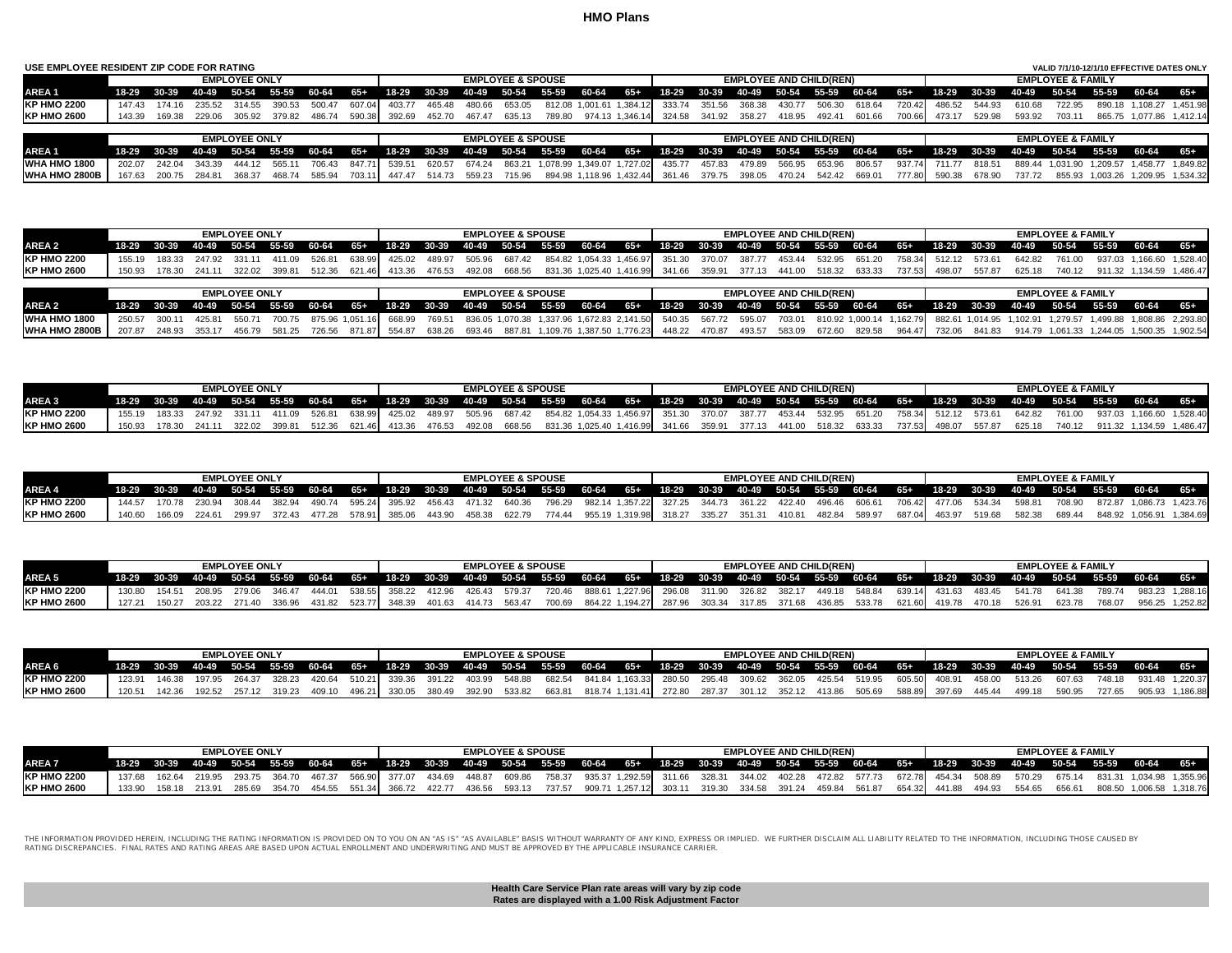# HMO Plans

**USE EMPLOYEE RESIDENT ZIP CODE FOR RATING** — VALID 7/1/10-12/1/10 EFFECTIVE DATES ONLY

| | EMPLOYEE ONLY | | | | | | | EMPLOYEE & SPOUSE | | | | | | | EMPLOYEE AND CHILD(REN) | | | | | | | EMPLOYEE & FAMILY | | | | | | |
|---|---|---|---|---|---|---|---|---|---|---|---|---|---|---|---|---|---|---|---|---|---|---|---|---|---|---|---|---|
| **AREA 1** | 18-29 | 30-39 | 40-49 | 50-54 | 55-59 | 60-64 | 65+ | 18-29 | 30-39 | 40-49 | 50-54 | 55-59 | 60-64 | 65+ | 18-29 | 30-39 | 40-49 | 50-54 | 55-59 | 60-64 | 65+ | 18-29 | 30-39 | 40-49 | 50-54 | 55-59 | 60-64 | 65+ |
| **KP HMO 2200** | 147.43 | 174.16 | 235.52 | 314.55 | 390.53 | 500.47 | 607.04 | 403.77 | 465.48 | 480.66 | 653.05 | 812.08 | 1,001.61 | 1,384.12 | 333.74 | 351.56 | 368.38 | 430.77 | 506.30 | 618.64 | 720.42 | 486.52 | 544.93 | 610.68 | 722.95 | 890.18 | 1,108.27 | 1,451.98 |
| **KP HMO 2600** | 143.39 | 169.38 | 229.06 | 305.92 | 379.82 | 486.74 | 590.38 | 392.69 | 452.70 | 467.47 | 635.13 | 789.80 | 974.13 | 1,346.14 | 324.58 | 341.92 | 358.27 | 418.95 | 492.41 | 601.66 | 700.66 | 473.17 | 529.98 | 593.92 | 703.11 | 865.75 | 1,077.86 | 1,412.14 |

| | EMPLOYEE ONLY | | | | | | | EMPLOYEE & SPOUSE | | | | | | | EMPLOYEE AND CHILD(REN) | | | | | | | EMPLOYEE & FAMILY | | | | | | |
|---|---|---|---|---|---|---|---|---|---|---|---|---|---|---|---|---|---|---|---|---|---|---|---|---|---|---|---|---|
| **AREA 1** | 18-29 | 30-39 | 40-49 | 50-54 | 55-59 | 60-64 | 65+ | 18-29 | 30-39 | 40-49 | 50-54 | 55-59 | 60-64 | 65+ | 18-29 | 30-39 | 40-49 | 50-54 | 55-59 | 60-64 | 65+ | 18-29 | 30-39 | 40-49 | 50-54 | 55-59 | 60-64 | 65+ |
| **WHA HMO 1800** | 202.07 | 242.04 | 343.39 | 444.12 | 565.11 | 706.43 | 847.71 | 539.51 | 620.57 | 674.24 | 863.21 | 1,078.99 | 1,349.07 | 1,727.02 | 435.77 | 457.83 | 479.89 | 566.95 | 653.96 | 806.57 | 937.74 | 711.77 | 818.51 | 889.44 | 1,031.90 | 1,209.57 | 1,458.77 | 1,849.82 |
| **WHA HMO 2800B** | 167.63 | 200.75 | 284.81 | 368.37 | 468.74 | 585.94 | 703.11 | 447.47 | 514.73 | 559.23 | 715.96 | 894.98 | 1,118.96 | 1,432.44 | 361.46 | 379.75 | 398.05 | 470.24 | 542.42 | 669.01 | 777.80 | 590.38 | 678.90 | 737.72 | 855.93 | 1,003.26 | 1,209.95 | 1,534.32 |

| | EMPLOYEE ONLY | | | | | | | EMPLOYEE & SPOUSE | | | | | | | EMPLOYEE AND CHILD(REN) | | | | | | | EMPLOYEE & FAMILY | | | | | | |
|---|---|---|---|---|---|---|---|---|---|---|---|---|---|---|---|---|---|---|---|---|---|---|---|---|---|---|---|---|
| **AREA 2** | 18-29 | 30-39 | 40-49 | 50-54 | 55-59 | 60-64 | 65+ | 18-29 | 30-39 | 40-49 | 50-54 | 55-59 | 60-64 | 65+ | 18-29 | 30-39 | 40-49 | 50-54 | 55-59 | 60-64 | 65+ | 18-29 | 30-39 | 40-49 | 50-54 | 55-59 | 60-64 | 65+ |
| **KP HMO 2200** | 155.19 | 183.33 | 247.92 | 331.11 | 411.09 | 526.81 | 638.99 | 425.02 | 489.97 | 505.96 | 687.42 | 854.82 | 1,054.33 | 1,456.97 | 351.30 | 370.07 | 387.77 | 453.44 | 532.95 | 651.20 | 758.34 | 512.12 | 573.61 | 642.82 | 761.00 | 937.03 | 1,166.60 | 1,528.40 |
| **KP HMO 2600** | 150.93 | 178.30 | 241.11 | 322.02 | 399.81 | 512.36 | 621.46 | 413.36 | 476.53 | 492.08 | 668.56 | 831.36 | 1,025.40 | 1,416.99 | 341.66 | 359.91 | 377.13 | 441.00 | 518.32 | 633.33 | 737.53 | 498.07 | 557.87 | 625.18 | 740.12 | 911.32 | 1,134.59 | 1,486.47 |

| | EMPLOYEE ONLY | | | | | | | EMPLOYEE & SPOUSE | | | | | | | EMPLOYEE AND CHILD(REN) | | | | | | | EMPLOYEE & FAMILY | | | | | | |
|---|---|---|---|---|---|---|---|---|---|---|---|---|---|---|---|---|---|---|---|---|---|---|---|---|---|---|---|---|
| **AREA 2** | 18-29 | 30-39 | 40-49 | 50-54 | 55-59 | 60-64 | 65+ | 18-29 | 30-39 | 40-49 | 50-54 | 55-59 | 60-64 | 65+ | 18-29 | 30-39 | 40-49 | 50-54 | 55-59 | 60-64 | 65+ | 18-29 | 30-39 | 40-49 | 50-54 | 55-59 | 60-64 | 65+ |
| **WHA HMO 1800** | 250.57 | 300.11 | 425.81 | 550.71 | 700.75 | 875.96 | 1,051.16 | 668.99 | 769.51 | 836.05 | 1,070.38 | 1,337.96 | 1,672.83 | 2,141.50 | 540.35 | 567.72 | 595.07 | 703.01 | 810.92 | 1,000.14 | 1,162.79 | 882.61 | 1,014.95 | 1,102.91 | 1,279.57 | 1,499.88 | 1,808.86 | 2,293.80 |
| **WHA HMO 2800B** | 207.87 | 248.93 | 353.17 | 456.79 | 581.25 | 726.56 | 871.87 | 554.87 | 638.26 | 693.46 | 887.81 | 1,109.76 | 1,387.50 | 1,776.23 | 448.22 | 470.87 | 493.57 | 583.09 | 672.60 | 829.58 | 964.47 | 732.06 | 841.83 | 914.79 | 1,061.33 | 1,244.05 | 1,500.35 | 1,902.54 |

| | EMPLOYEE ONLY | | | | | | | EMPLOYEE & SPOUSE | | | | | | | EMPLOYEE AND CHILD(REN) | | | | | | | EMPLOYEE & FAMILY | | | | | | |
|---|---|---|---|---|---|---|---|---|---|---|---|---|---|---|---|---|---|---|---|---|---|---|---|---|---|---|---|---|
| **AREA 3** | 18-29 | 30-39 | 40-49 | 50-54 | 55-59 | 60-64 | 65+ | 18-29 | 30-39 | 40-49 | 50-54 | 55-59 | 60-64 | 65+ | 18-29 | 30-39 | 40-49 | 50-54 | 55-59 | 60-64 | 65+ | 18-29 | 30-39 | 40-49 | 50-54 | 55-59 | 60-64 | 65+ |
| **KP HMO 2200** | 155.19 | 183.33 | 247.92 | 331.11 | 411.09 | 526.81 | 638.99 | 425.02 | 489.97 | 505.96 | 687.42 | 854.82 | 1,054.33 | 1,456.97 | 351.30 | 370.07 | 387.77 | 453.44 | 532.95 | 651.20 | 758.34 | 512.12 | 573.61 | 642.82 | 761.00 | 937.03 | 1,166.60 | 1,528.40 |
| **KP HMO 2600** | 150.93 | 178.30 | 241.11 | 322.02 | 399.81 | 512.36 | 621.46 | 413.36 | 476.53 | 492.08 | 668.56 | 831.36 | 1,025.40 | 1,416.99 | 341.66 | 359.91 | 377.13 | 441.00 | 518.32 | 633.33 | 737.53 | 498.07 | 557.87 | 625.18 | 740.12 | 911.32 | 1,134.59 | 1,486.47 |

| | EMPLOYEE ONLY | | | | | | | EMPLOYEE & SPOUSE | | | | | | | EMPLOYEE AND CHILD(REN) | | | | | | | EMPLOYEE & FAMILY | | | | | | |
|---|---|---|---|---|---|---|---|---|---|---|---|---|---|---|---|---|---|---|---|---|---|---|---|---|---|---|---|---|
| **AREA 4** | 18-29 | 30-39 | 40-49 | 50-54 | 55-59 | 60-64 | 65+ | 18-29 | 30-39 | 40-49 | 50-54 | 55-59 | 60-64 | 65+ | 18-29 | 30-39 | 40-49 | 50-54 | 55-59 | 60-64 | 65+ | 18-29 | 30-39 | 40-49 | 50-54 | 55-59 | 60-64 | 65+ |
| **KP HMO 2200** | 144.57 | 170.78 | 230.94 | 308.44 | 382.94 | 490.74 | 595.24 | 395.92 | 456.43 | 471.32 | 640.36 | 796.29 | 982.14 | 1,357.22 | 327.25 | 344.73 | 361.22 | 422.40 | 496.46 | 606.61 | 706.42 | 477.06 | 534.34 | 598.81 | 708.90 | 872.87 | 1,086.73 | 1,423.76 |
| **KP HMO 2600** | 140.60 | 166.09 | 224.61 | 299.97 | 372.43 | 477.28 | 578.91 | 385.06 | 443.90 | 458.38 | 622.79 | 774.44 | 955.19 | 1,319.98 | 318.27 | 335.27 | 351.31 | 410.81 | 482.84 | 589.97 | 687.04 | 463.97 | 519.68 | 582.38 | 689.44 | 848.92 | 1,056.91 | 1,384.69 |

| | EMPLOYEE ONLY | | | | | | | EMPLOYEE & SPOUSE | | | | | | | EMPLOYEE AND CHILD(REN) | | | | | | | EMPLOYEE & FAMILY | | | | | | |
|---|---|---|---|---|---|---|---|---|---|---|---|---|---|---|---|---|---|---|---|---|---|---|---|---|---|---|---|---|
| **AREA 5** | 18-29 | 30-39 | 40-49 | 50-54 | 55-59 | 60-64 | 65+ | 18-29 | 30-39 | 40-49 | 50-54 | 55-59 | 60-64 | 65+ | 18-29 | 30-39 | 40-49 | 50-54 | 55-59 | 60-64 | 65+ | 18-29 | 30-39 | 40-49 | 50-54 | 55-59 | 60-64 | 65+ |
| **KP HMO 2200** | 130.80 | 154.51 | 208.95 | 279.06 | 346.47 | 444.01 | 538.55 | 358.22 | 412.96 | 426.43 | 579.37 | 720.46 | 888.61 | 1,227.96 | 296.08 | 311.90 | 326.82 | 382.17 | 449.18 | 548.84 | 639.14 | 431.63 | 483.45 | 541.78 | 641.38 | 789.74 | 983.23 | 1,288.16 |
| **KP HMO 2600** | 127.21 | 150.27 | 203.22 | 271.40 | 336.96 | 431.82 | 523.77 | 348.39 | 401.63 | 414.73 | 563.47 | 700.69 | 864.22 | 1,194.27 | 287.96 | 303.34 | 317.85 | 371.68 | 436.85 | 533.78 | 621.60 | 419.78 | 470.18 | 526.91 | 623.78 | 768.07 | 956.25 | 1,252.82 |

| | EMPLOYEE ONLY | | | | | | | EMPLOYEE & SPOUSE | | | | | | | EMPLOYEE AND CHILD(REN) | | | | | | | EMPLOYEE & FAMILY | | | | | | |
|---|---|---|---|---|---|---|---|---|---|---|---|---|---|---|---|---|---|---|---|---|---|---|---|---|---|---|---|---|
| **AREA 6** | 18-29 | 30-39 | 40-49 | 50-54 | 55-59 | 60-64 | 65+ | 18-29 | 30-39 | 40-49 | 50-54 | 55-59 | 60-64 | 65+ | 18-29 | 30-39 | 40-49 | 50-54 | 55-59 | 60-64 | 65+ | 18-29 | 30-39 | 40-49 | 50-54 | 55-59 | 60-64 | 65+ |
| **KP HMO 2200** | 123.91 | 146.38 | 197.95 | 264.37 | 328.23 | 420.64 | 510.21 | 339.36 | 391.22 | 403.99 | 548.88 | 682.54 | 841.84 | 1,163.33 | 280.50 | 295.48 | 309.62 | 362.05 | 425.54 | 519.95 | 605.50 | 408.91 | 458.00 | 513.26 | 607.63 | 748.18 | 931.48 | 1,220.37 |
| **KP HMO 2600** | 120.51 | 142.36 | 192.52 | 257.12 | 319.23 | 409.10 | 496.21 | 330.05 | 380.49 | 392.90 | 533.82 | 663.81 | 818.74 | 1,131.41 | 272.80 | 287.37 | 301.12 | 352.12 | 413.86 | 505.69 | 588.89 | 397.69 | 445.44 | 499.18 | 590.95 | 727.65 | 905.93 | 1,186.88 |

| | EMPLOYEE ONLY | | | | | | | EMPLOYEE & SPOUSE | | | | | | | EMPLOYEE AND CHILD(REN) | | | | | | | EMPLOYEE & FAMILY | | | | | | |
|---|---|---|---|---|---|---|---|---|---|---|---|---|---|---|---|---|---|---|---|---|---|---|---|---|---|---|---|---|
| **AREA 7** | 18-29 | 30-39 | 40-49 | 50-54 | 55-59 | 60-64 | 65+ | 18-29 | 30-39 | 40-49 | 50-54 | 55-59 | 60-64 | 65+ | 18-29 | 30-39 | 40-49 | 50-54 | 55-59 | 60-64 | 65+ | 18-29 | 30-39 | 40-49 | 50-54 | 55-59 | 60-64 | 65+ |
| **KP HMO 2200** | 137.68 | 162.64 | 219.95 | 293.75 | 364.70 | 467.37 | 566.90 | 377.07 | 434.69 | 448.87 | 609.86 | 758.37 | 935.37 | 1,292.59 | 311.66 | 328.31 | 344.02 | 402.28 | 472.82 | 577.73 | 672.78 | 454.34 | 508.89 | 570.29 | 675.14 | 831.31 | 1,034.98 | 1,355.96 |
| **KP HMO 2600** | 133.90 | 158.18 | 213.91 | 285.69 | 354.70 | 454.55 | 551.34 | 366.72 | 422.77 | 436.56 | 593.13 | 737.57 | 909.71 | 1,257.12 | 303.11 | 319.30 | 334.58 | 391.24 | 459.84 | 561.87 | 654.32 | 441.88 | 494.93 | 554.65 | 656.61 | 808.50 | 1,006.58 | 1,318.76 |

THE INFORMATION PROVIDED HEREIN, INCLUDING THE RATING INFORMATION IS PROVIDED ON TO YOU ON AN "AS IS" "AS AVAILABLE" BASIS WITHOUT WARRANTY OF ANY KIND, EXPRESS OR IMPLIED. WE FURTHER DISCLAIM ALL LIABILITY RELATED TO THE INFORMATION, INCLUDING THOSE CAUSED BY RATING DISCREPANCIES. FINAL RATES AND RATING AREAS ARE BASED UPON ACTUAL ENROLLMENT AND UNDERWRITING AND MUST BE APPROVED BY THE APPLICABLE INSURANCE CARRIER.

**Health Care Service Plan rate areas will vary by zip code**
**Rates are displayed with a 1.00 Risk Adjustment Factor**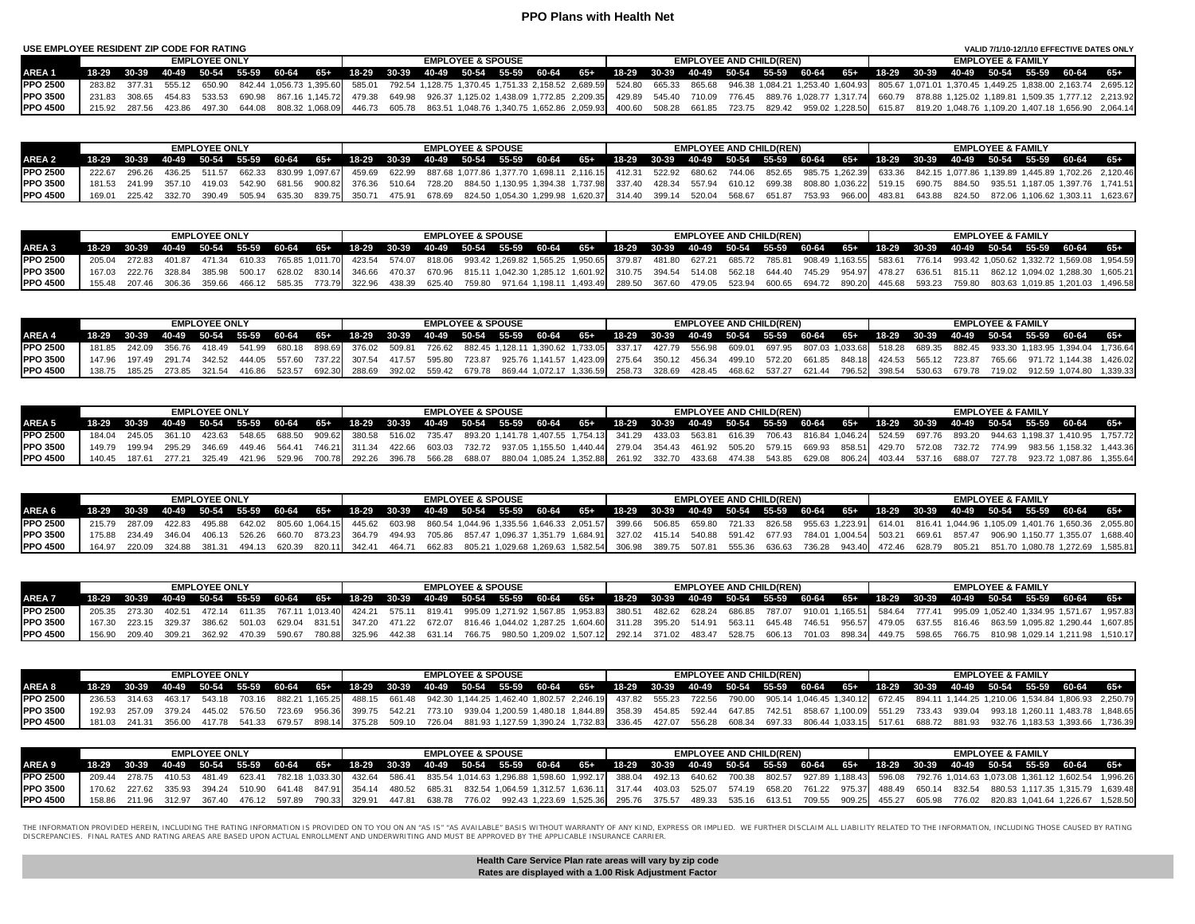# PPO Plans with Health Net

**USE EMPLOYEE RESIDENT ZIP CODE FOR RATING** — VALID 7/1/10-12/1/10 EFFECTIVE DATES ONLY

| | EMPLOYEE ONLY | | | | | | | EMPLOYEE & SPOUSE | | | | | | | EMPLOYEE AND CHILD(REN) | | | | | | | EMPLOYEE & FAMILY | | | | | | |
|---|---|---|---|---|---|---|---|---|---|---|---|---|---|---|---|---|---|---|---|---|---|---|---|---|---|---|---|---|
| **AREA 1** | 18-29 | 30-39 | 40-49 | 50-54 | 55-59 | 60-64 | 65+ | 18-29 | 30-39 | 40-49 | 50-54 | 55-59 | 60-64 | 65+ | 18-29 | 30-39 | 40-49 | 50-54 | 55-59 | 60-64 | 65+ | 18-29 | 30-39 | 40-49 | 50-54 | 55-59 | 60-64 | 65+ |
| **PPO 2500** | 283.82 | 377.31 | 555.12 | 650.90 | 842.44 | 1,056.73 | 1,395.60 | 585.01 | 792.54 | 1,128.75 | 1,370.45 | 1,751.33 | 2,158.52 | 2,689.59 | 524.80 | 665.33 | 865.68 | 946.38 | 1,084.21 | 1,253.40 | 1,604.93 | 805.67 | 1,071.01 | 1,370.45 | 1,449.25 | 1,838.00 | 2,163.74 | 2,695.12 |
| **PPO 3500** | 231.83 | 308.65 | 454.83 | 533.53 | 690.98 | 867.16 | 1,145.72 | 479.38 | 649.98 | 926.37 | 1,125.02 | 1,438.09 | 1,772.85 | 2,209.35 | 429.89 | 545.40 | 710.09 | 776.45 | 889.76 | 1,028.77 | 1,317.74 | 660.79 | 878.88 | 1,125.02 | 1,189.81 | 1,509.35 | 1,777.12 | 2,213.92 |
| **PPO 4500** | 215.92 | 287.56 | 423.86 | 497.30 | 644.08 | 808.32 | 1,068.09 | 446.73 | 605.78 | 863.51 | 1,048.76 | 1,340.75 | 1,652.86 | 2,059.93 | 400.60 | 508.28 | 661.85 | 723.75 | 829.42 | 959.02 | 1,228.50 | 615.87 | 819.20 | 1,048.76 | 1,109.20 | 1,407.18 | 1,656.90 | 2,064.14 |

| | EMPLOYEE ONLY | | | | | | | EMPLOYEE & SPOUSE | | | | | | | EMPLOYEE AND CHILD(REN) | | | | | | | EMPLOYEE & FAMILY | | | | | | |
|---|---|---|---|---|---|---|---|---|---|---|---|---|---|---|---|---|---|---|---|---|---|---|---|---|---|---|---|---|
| **AREA 2** | 18-29 | 30-39 | 40-49 | 50-54 | 55-59 | 60-64 | 65+ | 18-29 | 30-39 | 40-49 | 50-54 | 55-59 | 60-64 | 65+ | 18-29 | 30-39 | 40-49 | 50-54 | 55-59 | 60-64 | 65+ | 18-29 | 30-39 | 40-49 | 50-54 | 55-59 | 60-64 | 65+ |
| **PPO 2500** | 222.67 | 296.26 | 436.25 | 511.57 | 662.33 | 830.99 | 1,097.67 | 459.69 | 622.99 | 887.68 | 1,077.86 | 1,377.70 | 1,698.11 | 2,116.15 | 412.31 | 522.92 | 680.62 | 744.06 | 852.65 | 985.75 | 1,262.39 | 633.36 | 842.15 | 1,077.86 | 1,139.89 | 1,445.89 | 1,702.26 | 2,120.46 |
| **PPO 3500** | 181.53 | 241.99 | 357.10 | 419.03 | 542.90 | 681.56 | 900.82 | 376.36 | 510.64 | 728.20 | 884.50 | 1,130.95 | 1,394.38 | 1,737.98 | 337.40 | 428.34 | 557.94 | 610.12 | 699.38 | 808.80 | 1,036.22 | 519.15 | 690.75 | 884.50 | 935.51 | 1,187.05 | 1,397.76 | 1,741.51 |
| **PPO 4500** | 169.01 | 225.42 | 332.70 | 390.49 | 505.94 | 635.30 | 839.75 | 350.71 | 475.91 | 678.69 | 824.50 | 1,054.30 | 1,299.98 | 1,620.37 | 314.40 | 399.14 | 520.04 | 568.67 | 651.87 | 753.93 | 966.00 | 483.81 | 643.88 | 824.50 | 872.06 | 1,106.62 | 1,303.11 | 1,623.67 |

| | EMPLOYEE ONLY | | | | | | | EMPLOYEE & SPOUSE | | | | | | | EMPLOYEE AND CHILD(REN) | | | | | | | EMPLOYEE & FAMILY | | | | | | |
|---|---|---|---|---|---|---|---|---|---|---|---|---|---|---|---|---|---|---|---|---|---|---|---|---|---|---|---|---|
| **AREA 3** | 18-29 | 30-39 | 40-49 | 50-54 | 55-59 | 60-64 | 65+ | 18-29 | 30-39 | 40-49 | 50-54 | 55-59 | 60-64 | 65+ | 18-29 | 30-39 | 40-49 | 50-54 | 55-59 | 60-64 | 65+ | 18-29 | 30-39 | 40-49 | 50-54 | 55-59 | 60-64 | 65+ |
| **PPO 2500** | 205.04 | 272.83 | 401.87 | 471.34 | 610.33 | 765.85 | 1,011.70 | 423.54 | 574.07 | 818.06 | 993.42 | 1,269.82 | 1,565.25 | 1,950.65 | 379.87 | 481.80 | 627.21 | 685.72 | 785.81 | 908.49 | 1,163.55 | 583.61 | 776.14 | 993.42 | 1,050.62 | 1,332.72 | 1,569.08 | 1,954.59 |
| **PPO 3500** | 167.03 | 222.76 | 328.84 | 385.98 | 500.17 | 628.02 | 830.14 | 346.66 | 470.37 | 670.96 | 815.11 | 1,042.30 | 1,285.12 | 1,601.92 | 310.75 | 394.54 | 514.08 | 562.18 | 644.40 | 745.29 | 954.97 | 478.27 | 636.51 | 815.11 | 862.12 | 1,094.02 | 1,288.30 | 1,605.21 |
| **PPO 4500** | 155.48 | 207.46 | 306.36 | 359.66 | 466.12 | 585.35 | 773.79 | 322.96 | 438.39 | 625.40 | 759.80 | 971.64 | 1,198.11 | 1,493.49 | 289.50 | 367.60 | 479.05 | 523.94 | 600.65 | 694.72 | 890.20 | 445.68 | 593.23 | 759.80 | 803.63 | 1,019.85 | 1,201.03 | 1,496.58 |

| | EMPLOYEE ONLY | | | | | | | EMPLOYEE & SPOUSE | | | | | | | EMPLOYEE AND CHILD(REN) | | | | | | | EMPLOYEE & FAMILY | | | | | | |
|---|---|---|---|---|---|---|---|---|---|---|---|---|---|---|---|---|---|---|---|---|---|---|---|---|---|---|---|---|
| **AREA 4** | 18-29 | 30-39 | 40-49 | 50-54 | 55-59 | 60-64 | 65+ | 18-29 | 30-39 | 40-49 | 50-54 | 55-59 | 60-64 | 65+ | 18-29 | 30-39 | 40-49 | 50-54 | 55-59 | 60-64 | 65+ | 18-29 | 30-39 | 40-49 | 50-54 | 55-59 | 60-64 | 65+ |
| **PPO 2500** | 181.85 | 242.09 | 356.76 | 418.49 | 541.99 | 680.18 | 898.69 | 376.02 | 509.81 | 726.62 | 882.45 | 1,128.11 | 1,390.62 | 1,733.05 | 337.17 | 427.79 | 556.98 | 609.01 | 697.95 | 807.03 | 1,033.68 | 518.28 | 689.35 | 882.45 | 933.30 | 1,183.95 | 1,394.04 | 1,736.64 |
| **PPO 3500** | 147.96 | 197.49 | 291.74 | 342.52 | 444.05 | 557.60 | 737.22 | 307.54 | 417.57 | 595.80 | 723.87 | 925.76 | 1,141.57 | 1,423.09 | 275.64 | 350.12 | 456.34 | 499.10 | 572.20 | 661.85 | 848.18 | 424.53 | 565.12 | 723.87 | 765.66 | 971.72 | 1,144.38 | 1,426.02 |
| **PPO 4500** | 138.75 | 185.25 | 273.85 | 321.54 | 416.86 | 523.57 | 692.30 | 288.69 | 392.02 | 559.42 | 679.78 | 869.44 | 1,072.17 | 1,336.59 | 258.73 | 328.69 | 428.45 | 468.62 | 537.27 | 621.44 | 796.52 | 398.54 | 530.63 | 679.78 | 719.02 | 912.59 | 1,074.80 | 1,339.33 |

| | EMPLOYEE ONLY | | | | | | | EMPLOYEE & SPOUSE | | | | | | | EMPLOYEE AND CHILD(REN) | | | | | | | EMPLOYEE & FAMILY | | | | | | |
|---|---|---|---|---|---|---|---|---|---|---|---|---|---|---|---|---|---|---|---|---|---|---|---|---|---|---|---|---|
| **AREA 5** | 18-29 | 30-39 | 40-49 | 50-54 | 55-59 | 60-64 | 65+ | 18-29 | 30-39 | 40-49 | 50-54 | 55-59 | 60-64 | 65+ | 18-29 | 30-39 | 40-49 | 50-54 | 55-59 | 60-64 | 65+ | 18-29 | 30-39 | 40-49 | 50-54 | 55-59 | 60-64 | 65+ |
| **PPO 2500** | 184.04 | 245.05 | 361.10 | 423.63 | 548.65 | 688.50 | 909.62 | 380.58 | 516.02 | 735.47 | 893.20 | 1,141.78 | 1,407.55 | 1,754.13 | 341.29 | 433.03 | 563.81 | 616.39 | 706.43 | 816.84 | 1,046.24 | 524.59 | 697.76 | 893.20 | 944.63 | 1,198.37 | 1,410.95 | 1,757.72 |
| **PPO 3500** | 149.79 | 199.94 | 295.29 | 346.69 | 449.46 | 564.41 | 746.21 | 311.34 | 422.66 | 603.03 | 732.72 | 937.05 | 1,155.50 | 1,440.44 | 279.04 | 354.43 | 461.92 | 505.20 | 579.15 | 669.93 | 858.51 | 429.70 | 572.08 | 732.72 | 774.99 | 983.56 | 1,158.32 | 1,443.36 |
| **PPO 4500** | 140.45 | 187.61 | 277.21 | 325.49 | 421.96 | 529.96 | 700.78 | 292.26 | 396.78 | 566.28 | 688.07 | 880.04 | 1,085.24 | 1,352.88 | 261.92 | 332.70 | 433.68 | 474.38 | 543.85 | 629.08 | 806.24 | 403.44 | 537.16 | 688.07 | 727.78 | 923.72 | 1,087.86 | 1,355.64 |

| | EMPLOYEE ONLY | | | | | | | EMPLOYEE & SPOUSE | | | | | | | EMPLOYEE AND CHILD(REN) | | | | | | | EMPLOYEE & FAMILY | | | | | | |
|---|---|---|---|---|---|---|---|---|---|---|---|---|---|---|---|---|---|---|---|---|---|---|---|---|---|---|---|---|
| **AREA 6** | 18-29 | 30-39 | 40-49 | 50-54 | 55-59 | 60-64 | 65+ | 18-29 | 30-39 | 40-49 | 50-54 | 55-59 | 60-64 | 65+ | 18-29 | 30-39 | 40-49 | 50-54 | 55-59 | 60-64 | 65+ | 18-29 | 30-39 | 40-49 | 50-54 | 55-59 | 60-64 | 65+ |
| **PPO 2500** | 215.79 | 287.09 | 422.83 | 495.88 | 642.02 | 805.60 | 1,064.15 | 445.62 | 603.98 | 860.54 | 1,044.96 | 1,335.56 | 1,646.33 | 2,051.57 | 399.66 | 506.85 | 659.80 | 721.33 | 826.58 | 955.63 | 1,223.91 | 614.01 | 816.41 | 1,044.96 | 1,105.09 | 1,401.76 | 1,650.36 | 2,055.80 |
| **PPO 3500** | 175.88 | 234.49 | 346.04 | 406.13 | 526.26 | 660.70 | 873.23 | 364.79 | 494.93 | 705.86 | 857.47 | 1,096.37 | 1,351.79 | 1,684.91 | 327.02 | 415.14 | 540.88 | 591.42 | 677.93 | 784.01 | 1,004.54 | 503.21 | 669.61 | 857.47 | 906.90 | 1,150.77 | 1,355.07 | 1,688.40 |
| **PPO 4500** | 164.97 | 220.09 | 324.88 | 381.31 | 494.13 | 620.39 | 820.11 | 342.41 | 464.71 | 662.83 | 805.21 | 1,029.68 | 1,269.63 | 1,582.54 | 306.98 | 389.75 | 507.81 | 555.36 | 636.63 | 736.28 | 943.40 | 472.46 | 628.79 | 805.21 | 851.70 | 1,080.78 | 1,272.69 | 1,585.81 |

| | EMPLOYEE ONLY | | | | | | | EMPLOYEE & SPOUSE | | | | | | | EMPLOYEE AND CHILD(REN) | | | | | | | EMPLOYEE & FAMILY | | | | | | |
|---|---|---|---|---|---|---|---|---|---|---|---|---|---|---|---|---|---|---|---|---|---|---|---|---|---|---|---|---|
| **AREA 7** | 18-29 | 30-39 | 40-49 | 50-54 | 55-59 | 60-64 | 65+ | 18-29 | 30-39 | 40-49 | 50-54 | 55-59 | 60-64 | 65+ | 18-29 | 30-39 | 40-49 | 50-54 | 55-59 | 60-64 | 65+ | 18-29 | 30-39 | 40-49 | 50-54 | 55-59 | 60-64 | 65+ |
| **PPO 2500** | 205.35 | 273.30 | 402.51 | 472.14 | 611.35 | 767.11 | 1,013.40 | 424.21 | 575.11 | 819.41 | 995.09 | 1,271.92 | 1,567.85 | 1,953.83 | 380.51 | 482.62 | 628.24 | 686.85 | 787.07 | 910.01 | 1,165.51 | 584.64 | 777.41 | 995.09 | 1,052.40 | 1,334.95 | 1,571.67 | 1,957.83 |
| **PPO 3500** | 167.30 | 223.15 | 329.37 | 386.62 | 501.03 | 629.04 | 831.51 | 347.20 | 471.22 | 672.07 | 816.46 | 1,044.02 | 1,287.25 | 1,604.60 | 311.28 | 395.20 | 514.91 | 563.11 | 645.48 | 746.51 | 956.57 | 479.05 | 637.55 | 816.46 | 863.59 | 1,095.82 | 1,290.44 | 1,607.85 |
| **PPO 4500** | 156.90 | 209.40 | 309.21 | 362.92 | 470.39 | 590.67 | 780.88 | 325.96 | 442.38 | 631.14 | 766.75 | 980.50 | 1,209.02 | 1,507.12 | 292.14 | 371.02 | 483.47 | 528.75 | 606.13 | 701.03 | 898.34 | 449.75 | 598.65 | 766.75 | 810.98 | 1,029.14 | 1,211.98 | 1,510.17 |

| | EMPLOYEE ONLY | | | | | | | EMPLOYEE & SPOUSE | | | | | | | EMPLOYEE AND CHILD(REN) | | | | | | | EMPLOYEE & FAMILY | | | | | | |
|---|---|---|---|---|---|---|---|---|---|---|---|---|---|---|---|---|---|---|---|---|---|---|---|---|---|---|---|---|
| **AREA 8** | 18-29 | 30-39 | 40-49 | 50-54 | 55-59 | 60-64 | 65+ | 18-29 | 30-39 | 40-49 | 50-54 | 55-59 | 60-64 | 65+ | 18-29 | 30-39 | 40-49 | 50-54 | 55-59 | 60-64 | 65+ | 18-29 | 30-39 | 40-49 | 50-54 | 55-59 | 60-64 | 65+ |
| **PPO 2500** | 236.53 | 314.63 | 463.17 | 543.18 | 703.16 | 882.21 | 1,165.25 | 488.15 | 661.48 | 942.30 | 1,144.25 | 1,462.40 | 1,802.57 | 2,246.19 | 437.82 | 555.23 | 722.56 | 790.00 | 905.14 | 1,046.45 | 1,340.12 | 672.45 | 894.11 | 1,144.25 | 1,210.06 | 1,534.84 | 1,806.93 | 2,250.79 |
| **PPO 3500** | 192.93 | 257.09 | 379.24 | 445.02 | 576.50 | 723.69 | 956.36 | 399.75 | 542.21 | 773.10 | 939.04 | 1,200.59 | 1,480.18 | 1,844.89 | 358.39 | 454.85 | 592.44 | 647.85 | 742.51 | 858.67 | 1,100.09 | 551.29 | 733.43 | 939.04 | 993.18 | 1,260.11 | 1,483.78 | 1,848.65 |
| **PPO 4500** | 181.03 | 241.31 | 356.00 | 417.78 | 541.33 | 679.57 | 898.14 | 375.28 | 509.10 | 726.04 | 881.93 | 1,127.59 | 1,390.24 | 1,732.83 | 336.45 | 427.07 | 556.28 | 608.34 | 697.33 | 806.44 | 1,033.15 | 517.61 | 688.72 | 881.93 | 932.76 | 1,183.53 | 1,393.66 | 1,736.39 |

| | EMPLOYEE ONLY | | | | | | | EMPLOYEE & SPOUSE | | | | | | | EMPLOYEE AND CHILD(REN) | | | | | | | EMPLOYEE & FAMILY | | | | | | |
|---|---|---|---|---|---|---|---|---|---|---|---|---|---|---|---|---|---|---|---|---|---|---|---|---|---|---|---|---|
| **AREA 9** | 18-29 | 30-39 | 40-49 | 50-54 | 55-59 | 60-64 | 65+ | 18-29 | 30-39 | 40-49 | 50-54 | 55-59 | 60-64 | 65+ | 18-29 | 30-39 | 40-49 | 50-54 | 55-59 | 60-64 | 65+ | 18-29 | 30-39 | 40-49 | 50-54 | 55-59 | 60-64 | 65+ |
| **PPO 2500** | 209.44 | 278.75 | 410.53 | 481.49 | 623.41 | 782.18 | 1,033.30 | 432.64 | 586.41 | 835.54 | 1,014.63 | 1,296.88 | 1,598.60 | 1,992.17 | 388.04 | 492.13 | 640.62 | 700.38 | 802.57 | 927.89 | 1,188.43 | 596.08 | 792.76 | 1,014.63 | 1,073.08 | 1,361.12 | 1,602.54 | 1,996.26 |
| **PPO 3500** | 170.62 | 227.62 | 335.93 | 394.24 | 510.90 | 641.48 | 847.91 | 354.14 | 480.52 | 685.31 | 832.54 | 1,064.59 | 1,312.57 | 1,636.11 | 317.44 | 403.03 | 525.07 | 574.19 | 658.20 | 761.22 | 975.37 | 488.49 | 650.14 | 832.54 | 880.53 | 1,117.35 | 1,315.79 | 1,639.48 |
| **PPO 4500** | 158.86 | 211.96 | 312.97 | 367.40 | 476.12 | 597.89 | 790.33 | 329.91 | 447.81 | 638.78 | 776.02 | 992.43 | 1,223.69 | 1,525.36 | 295.76 | 375.57 | 489.33 | 535.16 | 613.51 | 709.55 | 909.25 | 455.27 | 605.98 | 776.02 | 820.83 | 1,041.64 | 1,226.67 | 1,528.50 |

THE INFORMATION PROVIDED HEREIN, INCLUDING THE RATING INFORMATION IS PROVIDED ON TO YOU ON AN "AS IS" "AS AVAILABLE" BASIS WITHOUT WARRANTY OF ANY KIND, EXPRESS OR IMPLIED. WE FURTHER DISCLAIM ALL LIABILITY RELATED TO THE INFORMATION, INCLUDING THOSE CAUSED BY RATING DISCREPANCIES. FINAL RATES AND RATING AREAS ARE BASED UPON ACTUAL ENROLLMENT AND UNDERWRITING AND MUST BE APPROVED BY THE APPLICABLE INSURANCE CARRIER.

**Health Care Service Plan rate areas will vary by zip code**
**Rates are displayed with a 1.00 Risk Adjustment Factor**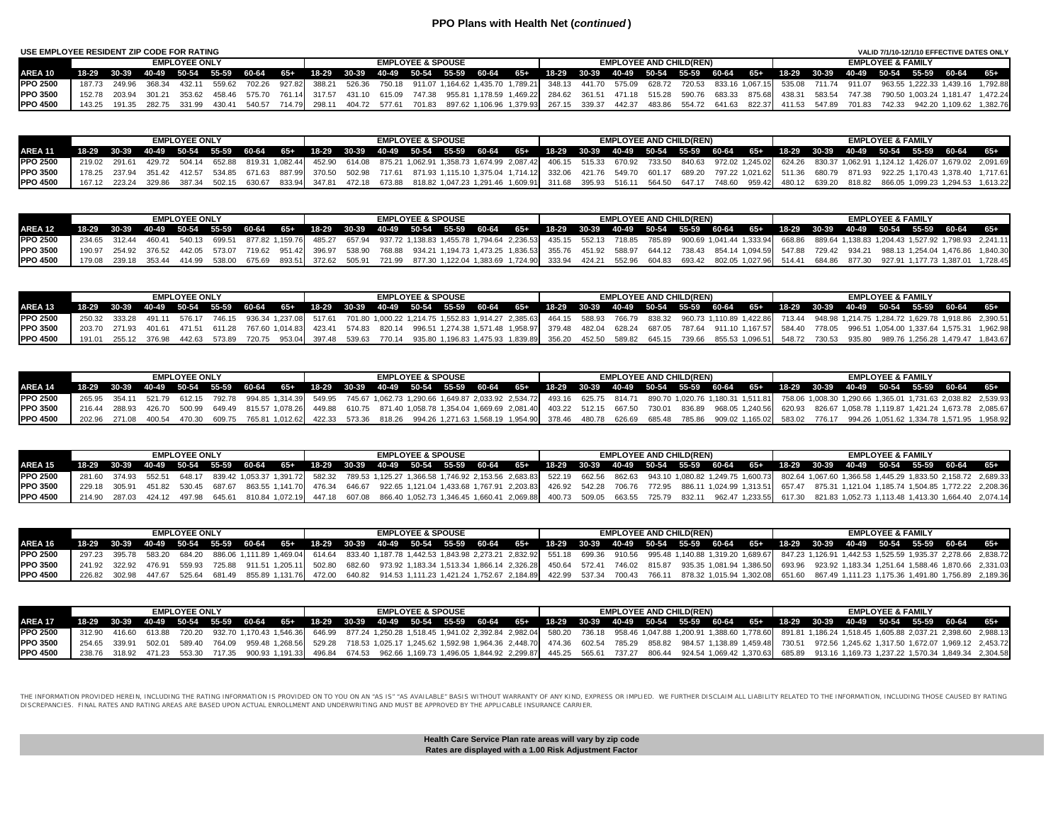# PPO Plans with Health Net (*continued*)

**USE EMPLOYEE RESIDENT ZIP CODE FOR RATING** | **VALID 7/1/10-12/1/10 EFFECTIVE DATES ONLY**

| | EMPLOYEE ONLY | | | | | | | EMPLOYEE & SPOUSE | | | | | | | EMPLOYEE AND CHILD(REN) | | | | | | | EMPLOYEE & FAMILY | | | | | | |
|---|---|---|---|---|---|---|---|---|---|---|---|---|---|---|---|---|---|---|---|---|---|---|---|---|---|---|---|---|
| **AREA 10** | 18-29 | 30-39 | 40-49 | 50-54 | 55-59 | 60-64 | 65+ | 18-29 | 30-39 | 40-49 | 50-54 | 55-59 | 60-64 | 65+ | 18-29 | 30-39 | 40-49 | 50-54 | 55-59 | 60-64 | 65+ | 18-29 | 30-39 | 40-49 | 50-54 | 55-59 | 60-64 | 65+ |
| **PPO 2500** | 187.73 | 249.96 | 368.34 | 432.11 | 559.62 | 702.26 | 927.82 | 388.21 | 526.36 | 750.18 | 911.07 | 1,164.62 | 1,435.70 | 1,789.21 | 348.13 | 441.70 | 575.09 | 628.72 | 720.53 | 833.16 | 1,067.15 | 535.08 | 711.74 | 911.07 | 963.55 | 1,222.33 | 1,439.16 | 1,792.88 |
| **PPO 3500** | 152.78 | 203.94 | 301.21 | 353.62 | 458.46 | 575.70 | 761.14 | 317.57 | 431.10 | 615.09 | 747.38 | 955.81 | 1,178.59 | 1,469.22 | 284.62 | 361.51 | 471.18 | 515.28 | 590.76 | 683.33 | 875.68 | 438.31 | 583.54 | 747.38 | 790.50 | 1,003.24 | 1,181.47 | 1,472.24 |
| **PPO 4500** | 143.25 | 191.35 | 282.75 | 331.99 | 430.41 | 540.57 | 714.79 | 298.11 | 404.72 | 577.61 | 701.83 | 897.62 | 1,106.96 | 1,379.93 | 267.15 | 339.37 | 442.37 | 483.86 | 554.72 | 641.63 | 822.37 | 411.53 | 547.89 | 701.83 | 742.33 | 942.20 | 1,109.62 | 1,382.76 |

| | EMPLOYEE ONLY | | | | | | | EMPLOYEE & SPOUSE | | | | | | | EMPLOYEE AND CHILD(REN) | | | | | | | EMPLOYEE & FAMILY | | | | | | |
|---|---|---|---|---|---|---|---|---|---|---|---|---|---|---|---|---|---|---|---|---|---|---|---|---|---|---|---|---|
| **AREA 11** | 18-29 | 30-39 | 40-49 | 50-54 | 55-59 | 60-64 | 65+ | 18-29 | 30-39 | 40-49 | 50-54 | 55-59 | 60-64 | 65+ | 18-29 | 30-39 | 40-49 | 50-54 | 55-59 | 60-64 | 65+ | 18-29 | 30-39 | 40-49 | 50-54 | 55-59 | 60-64 | 65+ |
| **PPO 2500** | 219.02 | 291.61 | 429.72 | 504.14 | 652.88 | 819.31 | 1,082.44 | 452.90 | 614.08 | 875.21 | 1,062.91 | 1,358.73 | 1,674.99 | 2,087.42 | 406.15 | 515.33 | 670.92 | 733.50 | 840.63 | 972.02 | 1,245.02 | 624.26 | 830.37 | 1,062.91 | 1,124.12 | 1,426.07 | 1,679.02 | 2,091.69 |
| **PPO 3500** | 178.25 | 237.94 | 351.42 | 412.57 | 534.85 | 671.63 | 887.99 | 370.50 | 502.98 | 717.61 | 871.93 | 1,115.10 | 1,375.04 | 1,714.12 | 332.06 | 421.76 | 549.70 | 601.17 | 689.20 | 797.22 | 1,021.62 | 511.36 | 680.79 | 871.93 | 922.25 | 1,170.43 | 1,378.40 | 1,717.61 |
| **PPO 4500** | 167.12 | 223.24 | 329.86 | 387.34 | 502.15 | 630.67 | 833.94 | 347.81 | 472.18 | 673.88 | 818.82 | 1,047.23 | 1,291.46 | 1,609.91 | 311.68 | 395.93 | 516.11 | 564.50 | 647.17 | 748.60 | 959.42 | 480.12 | 639.20 | 818.82 | 866.05 | 1,099.23 | 1,294.53 | 1,613.22 |

| | EMPLOYEE ONLY | | | | | | | EMPLOYEE & SPOUSE | | | | | | | EMPLOYEE AND CHILD(REN) | | | | | | | EMPLOYEE & FAMILY | | | | | | |
|---|---|---|---|---|---|---|---|---|---|---|---|---|---|---|---|---|---|---|---|---|---|---|---|---|---|---|---|---|
| **AREA 12** | 18-29 | 30-39 | 40-49 | 50-54 | 55-59 | 60-64 | 65+ | 18-29 | 30-39 | 40-49 | 50-54 | 55-59 | 60-64 | 65+ | 18-29 | 30-39 | 40-49 | 50-54 | 55-59 | 60-64 | 65+ | 18-29 | 30-39 | 40-49 | 50-54 | 55-59 | 60-64 | 65+ |
| **PPO 2500** | 234.65 | 312.44 | 460.41 | 540.13 | 699.51 | 877.82 | 1,159.76 | 485.27 | 657.94 | 937.72 | 1,138.83 | 1,455.78 | 1,794.64 | 2,236.53 | 435.15 | 552.13 | 718.85 | 785.89 | 900.69 | 1,041.44 | 1,333.94 | 668.86 | 889.64 | 1,138.83 | 1,204.43 | 1,527.92 | 1,798.93 | 2,241.11 |
| **PPO 3500** | 190.97 | 254.92 | 376.52 | 442.05 | 573.07 | 719.62 | 951.42 | 396.97 | 538.90 | 768.88 | 934.21 | 1,194.73 | 1,473.25 | 1,836.53 | 355.76 | 451.92 | 588.97 | 644.12 | 738.43 | 854.14 | 1,094.59 | 547.88 | 729.42 | 934.21 | 988.13 | 1,254.04 | 1,476.86 | 1,840.30 |
| **PPO 4500** | 179.08 | 239.18 | 353.44 | 414.99 | 538.00 | 675.69 | 893.51 | 372.62 | 505.91 | 721.99 | 877.30 | 1,122.04 | 1,383.69 | 1,724.90 | 333.94 | 424.21 | 552.96 | 604.83 | 693.42 | 802.05 | 1,027.96 | 514.41 | 684.86 | 877.30 | 927.91 | 1,177.73 | 1,387.01 | 1,728.45 |

| | EMPLOYEE ONLY | | | | | | | EMPLOYEE & SPOUSE | | | | | | | EMPLOYEE AND CHILD(REN) | | | | | | | EMPLOYEE & FAMILY | | | | | | |
|---|---|---|---|---|---|---|---|---|---|---|---|---|---|---|---|---|---|---|---|---|---|---|---|---|---|---|---|---|
| **AREA 13** | 18-29 | 30-39 | 40-49 | 50-54 | 55-59 | 60-64 | 65+ | 18-29 | 30-39 | 40-49 | 50-54 | 55-59 | 60-64 | 65+ | 18-29 | 30-39 | 40-49 | 50-54 | 55-59 | 60-64 | 65+ | 18-29 | 30-39 | 40-49 | 50-54 | 55-59 | 60-64 | 65+ |
| **PPO 2500** | 250.32 | 333.28 | 491.11 | 576.17 | 746.15 | 936.34 | 1,237.08 | 517.61 | 701.80 | 1,000.22 | 1,214.75 | 1,552.83 | 1,914.27 | 2,385.63 | 464.15 | 588.93 | 766.79 | 838.32 | 960.73 | 1,110.89 | 1,422.86 | 713.44 | 948.98 | 1,214.75 | 1,284.72 | 1,629.78 | 1,918.86 | 2,390.51 |
| **PPO 3500** | 203.70 | 271.93 | 401.61 | 471.51 | 611.28 | 767.60 | 1,014.83 | 423.41 | 574.83 | 820.14 | 996.51 | 1,274.38 | 1,571.48 | 1,958.97 | 379.48 | 482.04 | 628.24 | 687.05 | 787.64 | 911.10 | 1,167.57 | 584.40 | 778.05 | 996.51 | 1,054.00 | 1,337.64 | 1,575.31 | 1,962.98 |
| **PPO 4500** | 191.01 | 255.12 | 376.98 | 442.63 | 573.89 | 720.75 | 953.04 | 397.48 | 539.63 | 770.14 | 935.80 | 1,196.83 | 1,475.93 | 1,839.89 | 356.20 | 452.50 | 589.82 | 645.15 | 739.66 | 855.53 | 1,096.51 | 548.72 | 730.53 | 935.80 | 989.76 | 1,256.28 | 1,479.47 | 1,843.67 |

| | EMPLOYEE ONLY | | | | | | | EMPLOYEE & SPOUSE | | | | | | | EMPLOYEE AND CHILD(REN) | | | | | | | EMPLOYEE & FAMILY | | | | | | |
|---|---|---|---|---|---|---|---|---|---|---|---|---|---|---|---|---|---|---|---|---|---|---|---|---|---|---|---|---|
| **AREA 14** | 18-29 | 30-39 | 40-49 | 50-54 | 55-59 | 60-64 | 65+ | 18-29 | 30-39 | 40-49 | 50-54 | 55-59 | 60-64 | 65+ | 18-29 | 30-39 | 40-49 | 50-54 | 55-59 | 60-64 | 65+ | 18-29 | 30-39 | 40-49 | 50-54 | 55-59 | 60-64 | 65+ |
| **PPO 2500** | 265.95 | 354.11 | 521.79 | 612.15 | 792.78 | 994.85 | 1,314.39 | 549.95 | 745.67 | 1,062.73 | 1,290.66 | 1,649.87 | 2,033.92 | 2,534.72 | 493.16 | 625.75 | 814.71 | 890.70 | 1,020.76 | 1,180.31 | 1,511.81 | 758.06 | 1,008.30 | 1,290.66 | 1,365.01 | 1,731.63 | 2,038.82 | 2,539.93 |
| **PPO 3500** | 216.44 | 288.93 | 426.70 | 500.99 | 649.49 | 815.57 | 1,078.26 | 449.88 | 610.75 | 871.40 | 1,058.78 | 1,354.06 | 1,669.69 | 2,081.40 | 403.22 | 512.15 | 667.50 | 730.01 | 836.89 | 968.05 | 1,240.56 | 620.93 | 826.67 | 1,058.78 | 1,119.87 | 1,421.24 | 1,673.78 | 2,085.67 |
| **PPO 4500** | 202.96 | 271.08 | 400.54 | 470.30 | 609.75 | 765.81 | 1,012.62 | 422.33 | 573.36 | 818.26 | 994.26 | 1,271.63 | 1,568.19 | 1,954.90 | 378.46 | 480.78 | 626.69 | 685.48 | 785.86 | 909.02 | 1,165.02 | 583.02 | 776.17 | 994.26 | 1,051.62 | 1,334.78 | 1,571.95 | 1,958.92 |

| | EMPLOYEE ONLY | | | | | | | EMPLOYEE & SPOUSE | | | | | | | EMPLOYEE AND CHILD(REN) | | | | | | | EMPLOYEE & FAMILY | | | | | | |
|---|---|---|---|---|---|---|---|---|---|---|---|---|---|---|---|---|---|---|---|---|---|---|---|---|---|---|---|---|
| **AREA 15** | 18-29 | 30-39 | 40-49 | 50-54 | 55-59 | 60-64 | 65+ | 18-29 | 30-39 | 40-49 | 50-54 | 55-59 | 60-64 | 65+ | 18-29 | 30-39 | 40-49 | 50-54 | 55-59 | 60-64 | 65+ | 18-29 | 30-39 | 40-49 | 50-54 | 55-59 | 60-64 | 65+ |
| **PPO 2500** | 281.60 | 374.93 | 552.51 | 648.17 | 839.42 | 1,053.37 | 1,391.72 | 582.32 | 789.53 | 1,125.27 | 1,366.58 | 1,746.92 | 2,153.56 | 2,683.83 | 522.19 | 662.56 | 862.63 | 943.10 | 1,080.82 | 1,249.75 | 1,600.73 | 802.64 | 1,067.60 | 1,366.58 | 1,445.29 | 1,833.50 | 2,158.72 | 2,689.33 |
| **PPO 3500** | 229.18 | 305.91 | 451.82 | 530.45 | 687.67 | 863.55 | 1,141.70 | 476.34 | 646.67 | 922.65 | 1,121.04 | 1,433.68 | 1,767.91 | 2,203.83 | 426.92 | 542.28 | 706.76 | 772.95 | 886.11 | 1,024.99 | 1,313.51 | 657.47 | 875.31 | 1,121.04 | 1,185.74 | 1,504.85 | 1,772.22 | 2,208.36 |
| **PPO 4500** | 214.90 | 287.03 | 424.12 | 497.98 | 645.61 | 810.84 | 1,072.19 | 447.18 | 607.08 | 866.40 | 1,052.73 | 1,346.45 | 1,660.41 | 2,069.88 | 400.73 | 509.05 | 663.55 | 725.79 | 832.11 | 962.47 | 1,233.55 | 617.30 | 821.83 | 1,052.73 | 1,113.48 | 1,413.30 | 1,664.40 | 2,074.14 |

| | EMPLOYEE ONLY | | | | | | | EMPLOYEE & SPOUSE | | | | | | | EMPLOYEE AND CHILD(REN) | | | | | | | EMPLOYEE & FAMILY | | | | | | |
|---|---|---|---|---|---|---|---|---|---|---|---|---|---|---|---|---|---|---|---|---|---|---|---|---|---|---|---|---|
| **AREA 16** | 18-29 | 30-39 | 40-49 | 50-54 | 55-59 | 60-64 | 65+ | 18-29 | 30-39 | 40-49 | 50-54 | 55-59 | 60-64 | 65+ | 18-29 | 30-39 | 40-49 | 50-54 | 55-59 | 60-64 | 65+ | 18-29 | 30-39 | 40-49 | 50-54 | 55-59 | 60-64 | 65+ |
| **PPO 2500** | 297.23 | 395.78 | 583.20 | 684.20 | 886.06 | 1,111.89 | 1,469.04 | 614.64 | 833.40 | 1,187.78 | 1,442.53 | 1,843.98 | 2,273.21 | 2,832.92 | 551.18 | 699.36 | 910.56 | 995.48 | 1,140.88 | 1,319.20 | 1,689.67 | 847.23 | 1,126.91 | 1,442.53 | 1,525.59 | 1,935.37 | 2,278.66 | 2,838.72 |
| **PPO 3500** | 241.92 | 322.92 | 476.91 | 559.93 | 725.88 | 911.51 | 1,205.11 | 502.80 | 682.60 | 973.92 | 1,183.34 | 1,513.34 | 1,866.14 | 2,326.28 | 450.64 | 572.41 | 746.02 | 815.87 | 935.35 | 1,081.94 | 1,386.50 | 693.96 | 923.92 | 1,183.34 | 1,251.64 | 1,588.46 | 1,870.66 | 2,331.03 |
| **PPO 4500** | 226.82 | 302.98 | 447.67 | 525.64 | 681.49 | 855.89 | 1,131.76 | 472.00 | 640.82 | 914.53 | 1,111.23 | 1,421.24 | 1,752.67 | 2,184.89 | 422.99 | 537.34 | 700.43 | 766.11 | 878.32 | 1,015.94 | 1,302.08 | 651.60 | 867.49 | 1,111.23 | 1,175.36 | 1,491.80 | 1,756.89 | 2,189.36 |

| | EMPLOYEE ONLY | | | | | | | EMPLOYEE & SPOUSE | | | | | | | EMPLOYEE AND CHILD(REN) | | | | | | | EMPLOYEE & FAMILY | | | | | | |
|---|---|---|---|---|---|---|---|---|---|---|---|---|---|---|---|---|---|---|---|---|---|---|---|---|---|---|---|---|
| **AREA 17** | 18-29 | 30-39 | 40-49 | 50-54 | 55-59 | 60-64 | 65+ | 18-29 | 30-39 | 40-49 | 50-54 | 55-59 | 60-64 | 65+ | 18-29 | 30-39 | 40-49 | 50-54 | 55-59 | 60-64 | 65+ | 18-29 | 30-39 | 40-49 | 50-54 | 55-59 | 60-64 | 65+ |
| **PPO 2500** | 312.90 | 416.60 | 613.88 | 720.20 | 932.70 | 1,170.43 | 1,546.36 | 646.99 | 877.24 | 1,250.28 | 1,518.45 | 1,941.02 | 2,392.84 | 2,982.04 | 580.20 | 736.18 | 958.46 | 1,047.88 | 1,200.91 | 1,388.60 | 1,778.60 | 891.81 | 1,186.24 | 1,518.45 | 1,605.88 | 2,037.21 | 2,398.60 | 2,988.13 |
| **PPO 3500** | 254.65 | 339.91 | 502.01 | 589.40 | 764.09 | 959.48 | 1,268.56 | 529.28 | 718.53 | 1,025.17 | 1,245.62 | 1,592.98 | 1,964.36 | 2,448.70 | 474.36 | 602.54 | 785.29 | 858.82 | 984.57 | 1,138.89 | 1,459.48 | 730.51 | 972.56 | 1,245.62 | 1,317.50 | 1,672.07 | 1,969.12 | 2,453.72 |
| **PPO 4500** | 238.76 | 318.92 | 471.23 | 553.30 | 717.35 | 900.93 | 1,191.33 | 496.84 | 674.53 | 962.66 | 1,169.73 | 1,496.05 | 1,844.92 | 2,299.87 | 445.25 | 565.61 | 737.27 | 806.44 | 924.54 | 1,069.42 | 1,370.63 | 685.89 | 913.16 | 1,169.73 | 1,237.22 | 1,570.34 | 1,849.34 | 2,304.58 |

THE INFORMATION PROVIDED HEREIN, INCLUDING THE RATING INFORMATION IS PROVIDED ON TO YOU ON AN "AS IS" "AS AVAILABLE" BASIS WITHOUT WARRANTY OF ANY KIND, EXPRESS OR IMPLIED. WE FURTHER DISCLAIM ALL LIABILITY RELATED TO THE INFORMATION, INCLUDING THOSE CAUSED BY RATING DISCREPANCIES. FINAL RATES AND RATING AREAS ARE BASED UPON ACTUAL ENROLLMENT AND UNDERWRITING AND MUST BE APPROVED BY THE APPLICABLE INSURANCE CARRIER.

**Health Care Service Plan rate areas will vary by zip code**
**Rates are displayed with a 1.00 Risk Adjustment Factor**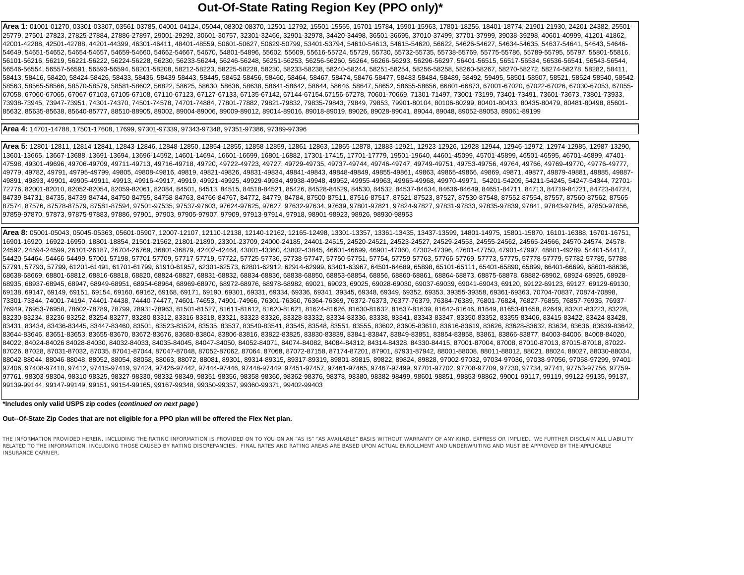# Out-Of-State Rating Region Key (PPO only)*

**Area 1:** 01001-01270, 03301-03307, 03561-03785, 04001-04124, 05044, 08302-08370, 12501-12792, 15501-15565, 15701-15784, 15901-15963, 17801-18256, 18401-18774, 21901-21930, 24201-24382, 25501-25779, 27501-27823, 27825-27884, 27886-27897, 29001-29292, 30601-30757, 32301-32466, 32901-32978, 34420-34498, 36501-36695, 37010-37499, 37701-37999, 39038-39298, 40601-40999, 41201-41862, 42001-42288, 42501-42788, 44201-44399, 46301-46411, 48401-48559, 50601-50627, 50629-50799, 53401-53794, 54610-54613, 54615-54620, 56622, 54626-54627, 54634-54635, 54637-54641, 54643, 54646-54649, 54651-54652, 54654-54657, 54659-54660, 54662-54667, 54670, 54801-54896, 55602, 55609, 55616-55724, 55729, 55730, 55732-55735, 55738-55769, 55775-55786, 55789-55795, 55797, 55801-55816, 56101-56216, 56219, 56221-56222, 56224-56228, 56230, 56233-56244, 56246-56248, 56251-56253, 56256-56260, 56264, 56266-56293, 56296-56297, 56401-56515, 56517-56534, 56536-56541, 56543-56544, 56546-56554, 56557-56591, 56593-56594, 58201-58208, 58212-58223, 58225-58228, 58230, 58233-58238, 58240-58244, 58251-58254, 58256-58258, 58260-58267, 58270-58272, 58274-58278, 58282, 58411, 58413, 58416, 58420, 58424-58426, 58433, 58436, 58439-58443, 58445, 58452-58456, 58460, 58464, 58467, 58474, 58476-58477, 58483-58484, 58489, 58492, 59495, 58501-58507, 58521, 58524-58540, 58542-58563, 58565-58566, 58570-58579, 58581-58602, 56822, 58625, 58630, 58636, 58638, 58641-58642, 58644, 58646, 58647, 58652, 58655-58656, 66801-66873, 67001-67020, 67022-67026, 67030-67053, 67055-67058, 67060-67065, 67067-67103, 67105-67108, 67110-67123, 67127-67133, 67135-67142, 67144-67154.67156-67278, 70601-70669, 71301-71497, 73001-73199, 73401-73491, 73601-73673, 73801-73933, 73938-73945, 73947-73951, 74301-74370, 74501-74578, 74701-74884, 77801-77882, 79821-79832, 79835-79843, 79849, 79853, 79901-80104, 80106-80299, 80401-80433, 80435-80479, 80481-80498, 85601-85632, 85635-85638, 85640-85777, 88510-88905, 89002, 89004-89006, 89009-89012, 89014-89016, 89018-89019, 89026, 89028-89041, 89044, 89048, 89052-89053, 89061-89199

**Area 4:** 14701-14788, 17501-17608, 17699, 97301-97339, 97343-97348, 97351-97386, 97389-97396

**Area 5:** 12801-12811, 12814-12841, 12843-12846, 12848-12850, 12854-12855, 12858-12859, 12861-12863, 12865-12878, 12883-12921, 12923-12926, 12928-12944, 12946-12972, 12974-12985, 12987-13290, 13601-13665, 13667-13688, 13691-13694, 13696-14592, 14601-14694, 16601-16699, 16801-16882, 17301-17415, 17701-17779, 19501-19640, 44601-45099, 45701-45899, 46501-46595, 46701-46899, 47401-47598, 49301-49696, 49706-49709, 49711-49713, 49716-49718, 49720, 49722-49723, 49727, 49729-49735, 49737-49744, 49746-49747, 49749-49751, 49753-49756, 49764, 49766, 49769-49770, 49776-49777, 49779, 49782, 49791, 49795-49799, 49805, 49808-49816, 49819, 49821-49826, 49831-49834, 49841-49843, 49848-49849, 49855-49861, 49863, 49865-49866, 49869, 49871, 49877, 49879-49881, 49885, 49887-49891, 49893, 49901, 49905-49911, 49913, 49916-49917, 49919, 49921-49925, 49929-49934, 49938-49948, 49952, 49955-49963, 49965-49968, 49970-49971, 54201-54209, 54211-54245, 54247-54344, 72701-72776, 82001-82010, 82052-82054, 82059-82061, 82084, 84501, 84513, 84515, 84518-84521, 85426, 84528-84529, 84530, 84532, 84537-84634, 84636-84649, 84651-84711, 84713, 84719-84721, 84723-84724, 84739-84731, 84735, 84739-84744, 84750-84755, 84758-84763, 84766-84767, 84772, 84779, 84784, 87500-87511, 87516-87517, 87521-87523, 87527, 87530-87548, 87552-87554, 87557, 87560-87562, 87565-87574, 87576, 87578-87579, 87581-87594, 97501-97535, 97537-97603, 97624-97625, 97627, 97632-97634, 97639, 97801-97821, 97824-97827, 97831-97833, 97835-97839, 97841, 97843-97845, 97850-97856, 97859-97870, 97873, 97875-97883, 97886, 97901, 97903, 97905-97907, 97909, 97913-97914, 97918, 98901-98923, 98926, 98930-98953

**Area 8:** 05001-05043, 05045-05363, 05601-05907, 12007-12107, 12110-12138, 12140-12162, 12165-12498, 13301-13357, 13361-13435, 13437-13599, 14801-14975, 15801-15870, 16101-16388, 16701-16751, 16901-16920, 16922-16950, 18801-18854, 21501-21562, 21801-21890, 23301-23709, 24000-24185, 24401-24515, 24520-24521, 24523-24527, 24529-24553, 24555-24562, 24565-24566, 24570-24574, 24578-24592, 24594-24599, 26101-26187, 26704-26769, 36801-36879, 42402-42464, 43001-43360, 43802-43845, 46601-46699, 46901-47060, 47302-47396, 47601-47750, 47901-47997, 48801-49289, 54401-54417, 54420-54464, 54466-54499, 57001-57198, 57701-57709, 57717-57719, 57722, 57725-57736, 57738-57747, 57750-57751, 57754, 57759-57763, 57766-57769, 57773, 57775, 57778-57779, 57782-57785, 57788-57791, 57793, 57799, 61201-61491, 61701-61799, 61910-61957, 62301-62573, 62801-62912, 62914-62999, 63401-63967, 64501-64689, 65898, 65101-65111, 65401-65890, 65899, 66401-66699, 68601-68636, 68638-68669, 68801-68812, 68816-68818, 68820, 68824-68827, 68831-68832, 68834-68836, 68838-68850, 68853-68854, 68856, 68860-68861, 68864-68873, 68875-68878, 68882-68902, 68924-68925, 68928-68935, 68937-68945, 68947, 68949-68951, 68954-68964, 68969-68970, 68972-68976, 68978-68982, 69021, 69023, 69025, 69028-69030, 69037-69039, 69041-69043, 69120, 69122-69123, 69127, 69129-69130, 69138, 69147, 69149, 69151, 69154, 69160, 69162, 69168, 69171, 69190, 69301, 69331, 69334, 69336, 69341, 39345, 69348, 69349, 69352, 69353, 39355-39358, 69361-69363, 70704-70837, 70874-70898, 73301-73344, 74001-74194, 74401-74438, 74440-74477, 74601-74653, 74901-74966, 76301-76360, 76364-76369, 76372-76373, 76377-76379, 76384-76389, 76801-76824, 76827-76855, 76857-76935, 76937-76949, 76953-76958, 78602-78789, 78799, 78931-78963, 81501-81527, 81611-81612, 81620-81621, 81624-81626, 81630-81632, 81637-81639, 81642-81646, 81649, 81653-81658, 82649, 83201-83223, 83228, 83230-83234, 83236-83252, 83254-83277, 83280-83312, 83316-83318, 83321, 83323-83326, 83328-83332, 83334-83336, 83338, 83341, 83343-83347, 83350-83352, 83355-83406, 83415-83422, 83424-83428, 83431, 83434, 83436-83445, 83447-83460, 83501, 83523-83524, 83535, 83537, 83540-83541, 83545, 83548, 83551, 83555, 83602, 83605-83610, 83616-83619, 83626, 83628-83632, 83634, 83636, 83639-83642, 83644-83646, 83651-83653, 83655-83670, 83672-83676, 83680-83804, 83806-83816, 83822-83825, 83830-83839, 83841-83847, 83849-83851, 83854-83858, 83861, 83866-83877, 84003-84006, 84008-84020, 84022, 84024-84026 84028-84030, 84032-84033, 84035-84045, 84047-84050, 84052-84071, 84074-84082, 84084-84312, 84314-84328, 84330-84415, 87001-87004, 87008, 87010-87013, 87015-87018, 87022-87026, 87028, 87031-87032, 87035, 87041-87044, 87047-87048, 87052-87062, 87064, 87068, 87072-87158, 87174-87201, 87901, 87931-87942, 88001-88008, 88011-88012, 88021, 88024, 88027, 88030-88034, 88042-88044, 88046-88048, 88052, 88054, 88058, 88063, 88072, 88081, 89301, 89314-89315, 89317-89319, 89801-89815, 89822, 89824, 89828, 97002-97032, 97034-97036, 97038-97056, 97058-97299, 97401-97406, 97408-97410, 97412, 97415-97419, 97424, 97426-97442, 97444-97446, 97448-97449, 97451-97457, 97461-97465, 97467-97499, 97701-97702, 97708-97709, 97730, 97734, 97741, 97753-97756, 97759-97761, 98303-98304, 98310-98325, 98327-98330, 98332-98349, 98351-98356, 98358-98360, 98362-98376, 98378, 98380, 98382-98499, 98601-98851, 98853-98862, 99001-99117, 99119, 99122-99135, 99137, 99139-99144, 99147-99149, 99151, 99154-99165, 99167-99348, 99350-99357, 99360-99371, 99402-99403

**\*Includes only valid USPS zip codes (*continued on next page*)**

**Out--Of-State Zip Codes that are not eligible for a PPO plan will be offered the Flex Net plan.**

THE INFORMATION PROVIDED HEREIN, INCLUDING THE RATING INFORMATION IS PROVIDED ON TO YOU ON AN "AS IS" "AS AVAILABLE" BASIS WITHOUT WARRANTY OF ANY KIND, EXPRESS OR IMPLIED. WE FURTHER DISCLAIM ALL LIABILITY RELATED TO THE INFORMATION, INCLUDING THOSE CAUSED BY RATING DISCREPANCIES. FINAL RATES AND RATING AREAS ARE BASED UPON ACTUAL ENROLLMENT AND UNDERWRITING AND MUST BE APPROVED BY THE APPLICABLE INSURANCE CARRIER.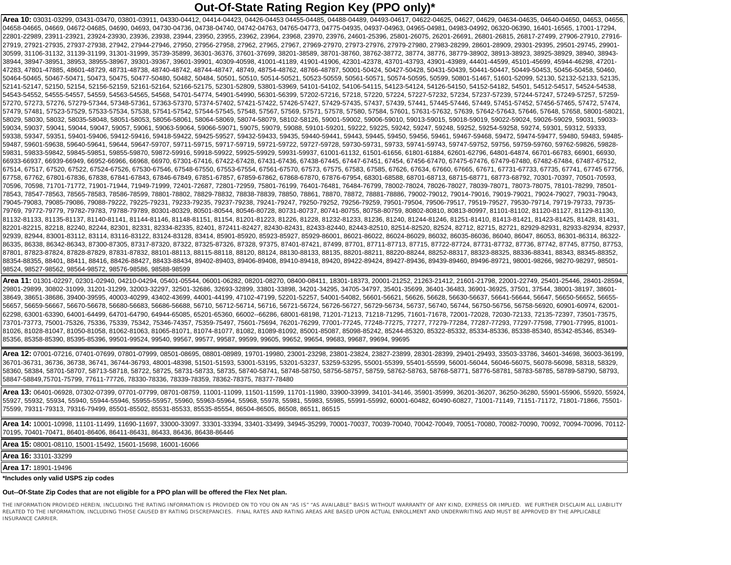# Out-Of-State Rating Region Key (PPO only)*

**Area 10:** 03031-03299, 03431-03470, 03801-03911, 04330-04412, 04414-04423, 04426-04453 04455-04485, 04488-04489, 04493-04617, 04622-04625, 04627, 04629, 04634-04635, 04640-04650, 04653, 04656, 04658-04665, 04669, 04672-04685, 04690, 04693, 04730-04736, 04738-04740, 04742-04763, 04765-04773, 04775-04935, 04937-04963, 04965-04981, 04983-04992, 06320-06390, 16401-16565, 17001-17294, 22801-22989, 23911-23921, 23924-23930, 23936, 23938, 23944, 23950, 23955, 23962, 23964, 23968, 23970, 23976, 24601-25396, 25801-26075, 26201-26691, 26801-26815, 26817-27499, 27906-27910, 27916-27919, 27921-27935, 27937-27938, 27942, 27944-27946, 27950, 27956-27958, 27962, 27965, 27967, 27969-27970, 27973-27976, 27979-27980, 27983-28299, 28601-28909, 29301-29395, 29501-29745, 29901-30599, 31106-31132, 31139-31199, 31301-31999, 35739-35899, 36301-36376, 37601-37699, 38201-38589, 38701-38760, 38762-38772, 38774, 38776, 38779-38902, 38913-38923, 38925-38929, 38940, 38943-38944, 38947-38951, 38953, 38955-38967, 39301-39367, 39601-39901, 40309-40598, 41001-41189, 41901-41906, 42301-42378, 43701-43793, 43901-43989, 44401-44599, 45101-45699, 45944-46298, 47201-47283, 47801-47885, 48601-48729, 48731-48738, 48740-48742, 48744-48747, 48749, 48754-48762, 48766-48787, 50001-50424, 50427-50428, 50431-50439, 50441-50447, 50449-50453, 50456-50458, 50460, 50464-50465, 50467-50471, 50473, 50475, 50477-50480, 50482, 50484, 50501, 50510, 50514-50521, 50523-50559, 50561-50571, 50574-50595, 50599, 50801-51467, 51601-52099, 52130, 52132-52133, 52135, 52141-52147, 52150, 52154, 52156-52159, 52161-52164, 52166-52175, 52301-52809, 53801-53969, 54101-54102, 54106-54115, 54123-54124, 54126-54150, 54152-54182, 54501, 54512-54517, 54524-54538, 54543-54552, 54555-54557, 54559, 54563-54565, 54568, 54701-54774, 54901-54990, 56301-56399, 57202-57216, 57218, 57220, 57224, 57227-57232, 57234, 57237-57239, 57244-57247, 57249-57257, 57259-57270, 57273, 57276, 57279-57344, 57348-57361, 57363-57370, 57374-57402, 57421-57422, 57426-57427, 57429-57435, 57437, 57439, 57441, 57445-57446, 57449, 57451-57452, 57456-57465, 57472, 57474, 57479, 57481, 57523-57529, 57533-57534, 57538, 57541-57542, 57544-57545, 57548, 57567, 57569, 57571, 57578, 57580, 57584, 57601, 57631-57632, 57639, 57642-57643, 57646, 57648, 57658, 58001-58021, 58029, 58030, 58032, 58035-58048, 58051-58053, 58056-58061, 58064-58069, 58074-58079, 58102-58126, 59001-59002, 59006-59010, 59013-59015, 59018-59019, 59022-59024, 59026-59029, 59031, 59033-59034, 59037, 59041, 59044, 59047, 59057, 59061, 59063-59064, 59066-59071, 59075, 59079, 59088, 59101-59201, 59222, 59225, 59242, 59247, 59248, 59252, 59254-59258, 59274, 59301, 59312, 59333, 59338, 59347, 59351, 59401-59406, 59412-59416, 59418-59422, 59425-59527, 59432-59433, 59435, 59440-59441, 59443, 59445, 59450, 59456, 59461, 59467-59468, 59472, 59474-59477, 59480, 59483, 59485-59487, 59601-59638, 59640-59641, 59644, 59647-59707, 59711-59715, 59717-59719, 59721-59722, 59727-59728, 59730-59731, 59733, 59741-59743, 59747-59752, 59756, 59759-59760, 59762-59826, 59828-59831, 59833-59842, 59845-59851, 59855-59870, 59872-59916, 59918-59922, 59925-59929, 59931-59937, 61001-61132, 61501-61656, 61801-61884, 62601-62796, 64801-64874, 66701-66783, 66901, 66930, 66933-66937, 66939-66949, 66952-66966, 66968, 66970, 67301-67416, 67422-67428, 67431-67436, 67438-67445, 67447-67451, 67454, 67456-67470, 67475-67476, 67479-67480, 67482-67484, 67487-67512, 67514, 67517, 67520, 67522, 67524-67526, 67530-67546, 67548-67550, 67553-67554, 67561-67570, 67573, 67575, 67583, 67585, 67626, 67634, 67660, 67665, 67671, 67731-67733, 67735, 67741, 67745 67756, 67758, 67762, 67801-67836, 67838, 67841-67843, 67846-67849, 67851-67857, 67859-67862, 67868-67870, 67876-67954, 68301-68588, 68701-68713, 68715-68771, 68773-68792, 70301-70397, 70501-70593, 70596, 70598, 71701-71772, 71901-71944, 71949-71999, 72401-72687, 72801-72959, 75801-76199, 76401-76481, 76484-76799, 78002-78024, 78026-78027, 78039-78071, 78073-78075, 78101-78299, 78501-78543, 78547-78563, 78565-78583, 78586-78599, 78801-78802, 78829-78832, 78838-78839, 78850, 78861, 78870, 78872, 78881-78886, 79002-79012, 79014-79016, 79019-79021, 79024-79027, 79031-79043, 79045-79083, 79085-79086, 79088-79222, 79225-79231, 79233-79235, 79237-79238, 79241-79247, 79250-79252, 79256-79259, 79501-79504, 79506-79517, 79519-79527, 79530-79714, 79719-79733, 79735-79769, 79772-79779, 79782-79783, 79788-79789, 80301-80329, 80501-80544, 80546-80728, 80731-80737, 80741-80755, 80758-80759, 80802-80810, 80813-80997, 81101-81102, 81120-81127, 81129-81130, 81132-81133, 81135-81137, 81140-81141, 81144-81146, 81148-81151, 81154, 81201-81223, 81226, 81228, 81232-81233, 81236, 81240, 81244-81246, 81251-81410, 81413-81421, 81423-81425, 81428, 81431, 82201-82215, 82218, 82240, 82244, 82301, 82331, 82334-82335, 82401, 872411-82427, 82430-82431, 82433-82440, 82443-82510, 82514-82520, 82524, 82712, 82715, 82721, 82929-82931, 82933-82934, 82937, 92939, 82944, 83001-83112, 83114, 83116-83122, 83124-83128, 83414, 85901-85920, 85923-85927, 85929-86001, 86021-86022, 86024-86029, 86032, 86035-86036, 86040, 86047, 86053, 86301-86314, 86322-86335, 86338, 86342-86343, 87300-87305, 87317-87320, 87322, 87325-87326, 87328, 97375, 87401-87421, 87499, 87701, 87711-87713, 87715, 87722-87724, 87731-87732, 87736, 87742, 87745, 87750, 87753, 87801, 87823-87824, 87828-87829, 87831-87832, 88101-88113, 88115-88118, 88120, 88124, 88130-88133, 88135, 88201-88211, 88220-88244, 88252-88317, 88323-88325, 88336-88341, 88343, 88345-88352, 88354-88355, 88401, 88411, 88416, 88426-88427, 88433-88434, 89402-89403, 89406-89408, 89410-89418, 89420, 89422-89424, 89427-89436, 89439-89460, 89496-89721, 98001-98266, 98270-98297, 98501-98524, 98527-98562, 98564-98572, 98576-98586, 98588-98599

**Area 11:** 01301-02297, 02301-02940, 04210-04294, 05401-05544, 06001-06282, 08201-08270, 08400-08411, 18301-18373, 20001-21252, 21263-21412, 21601-21798, 22001-22749, 25401-25446, 28401-28594, 29801-29899, 30802-31099, 31201-31299, 32003-32297, 32501-32686, 32693-32899, 33801-33898, 34201-34295, 34705-34797, 35401-35699, 36401-36483, 36901-36925, 37501, 37544, 38001-38197, 38601-38649, 38651-38686, 39400-39595, 40003-40299, 43402-43699, 44001-44199, 47102-47199, 52201-52257, 54001-54082, 56601-56621, 56626, 56628, 56630-56637, 56641-56644, 56647, 56650-56652, 56655-56657, 56659-56667, 56670-56678, 56680-56683, 56686-56688, 56710, 56712-56714, 56716, 56721-56724, 56726-56727, 56729-56734, 56737, 56740, 56744, 56750-56756, 56758-56920, 60901-60974, 62001-62298, 63001-63390, 64001-64499, 64701-64790, 64944-65085, 65201-65360, 66002--66286, 68001-68198, 71201-71213, 71218-71295, 71601-71678, 72001-72028, 72030-72133, 72135-72397, 73501-73575, 73701-73773, 75001-75326, 75336, 75339, 75342, 75346-74357, 75359-75497, 75601-75694, 76201-76299, 77001-77245, 77248-77275, 77277, 77279-77284, 77287-77293, 77297-77598, 77901-77995, 81001-81026, 81028-81047, 81050-81058, 81062-81063, 81065-81071, 81074-81077, 81082, 81089-81092, 85001-85087, 85098-85242, 85244-85320, 85322-85332, 85334-85336, 85338-85340, 85342-85346, 85349-85356, 85358-85390, 85395-85396, 99501-99524, 99540, 99567, 99577, 99587, 99599, 99605, 99652, 99654, 99683, 99687, 99694, 99695

**Area 12:** 07001-07216, 07401-07699, 07801-07999, 08501-08695, 08801-08989, 19701-19980, 23001-23298, 23801-23824, 23827-23899, 28301-28399, 29401-29493, 33503-33786, 34601-34698, 36003-36199, 36701-36731, 36736, 36738, 36741, 36744-36793, 48001-48398, 51501-51593, 53001-53195, 53201-53237, 53259-53295, 55001-55399, 55401-55599, 56001-56044, 56046-56075, 56078-56098, 58318, 58329, 58360, 58384, 58701-58707, 58713-58718, 58722, 58725, 58731-58733, 58735, 58740-58741, 58748-58750, 58756-58757, 58759, 58762-58763, 58768-58771, 58776-58781, 58783-58785, 58789-58790, 58793, 58847-58849,75701-75799, 77611-77726, 78330-78336, 78339-78359, 78362-78375, 78377-78480

**Area 13:** 06401-06928, 07302-07399, 07701-07799, 08701-08759, 11001-11099, 11501-11599, 11701-11980, 33900-33999, 34101-34146, 35901-35999, 36201-36207, 36250-36280, 55901-55906, 55920, 55924, 55927, 55932, 55934, 55940, 55944-55946, 55955-55957, 55960, 55963-55964, 55968, 55978, 55981, 55983, 55985, 55991-55992, 60001-60482, 60490-60827, 71001-71149, 71151-71172, 71801-71866, 75501-75599, 79311-79313, 79316-79499, 85501-85502, 85531-85533, 85535-85554, 86504-86505, 86508, 86511, 86515

**Area 14:** 10001-10998, 11101-11499, 11690-11697, 33000-33097. 33301-33394, 33401-33499, 34945-35299, 70001-70037, 70039-70040, 70042-70049, 70051-70080, 70082-70090, 70092, 70094-70096, 70112-70195, 70401-70471, 86401-86406, 86411-86431, 86433, 86436, 86438-86446

**Area 15:** 08001-08110, 15001-15492, 15601-15698, 16001-16066

**Area 16:** 33101-33299

**Area 17:** 18901-19496

***Includes only valid USPS zip codes**

**Out--Of-State Zip Codes that are not eligible for a PPO plan will be offered the Flex Net plan.**

THE INFORMATION PROVIDED HEREIN, INCLUDING THE RATING INFORMATION IS PROVIDED ON TO YOU ON AN "AS IS" "AS AVAILABLE" BASIS WITHOUT WARRANTY OF ANY KIND, EXPRESS OR IMPLIED. WE FURTHER DISCLAIM ALL LIABILITY RELATED TO THE INFORMATION, INCLUDING THOSE CAUSED BY RATING DISCREPANCIES. FINAL RATES AND RATING AREAS ARE BASED UPON ACTUAL ENROLLMENT AND UNDERWRITING AND MUST BE APPROVED BY THE APPLICABLE INSURANCE CARRIER.